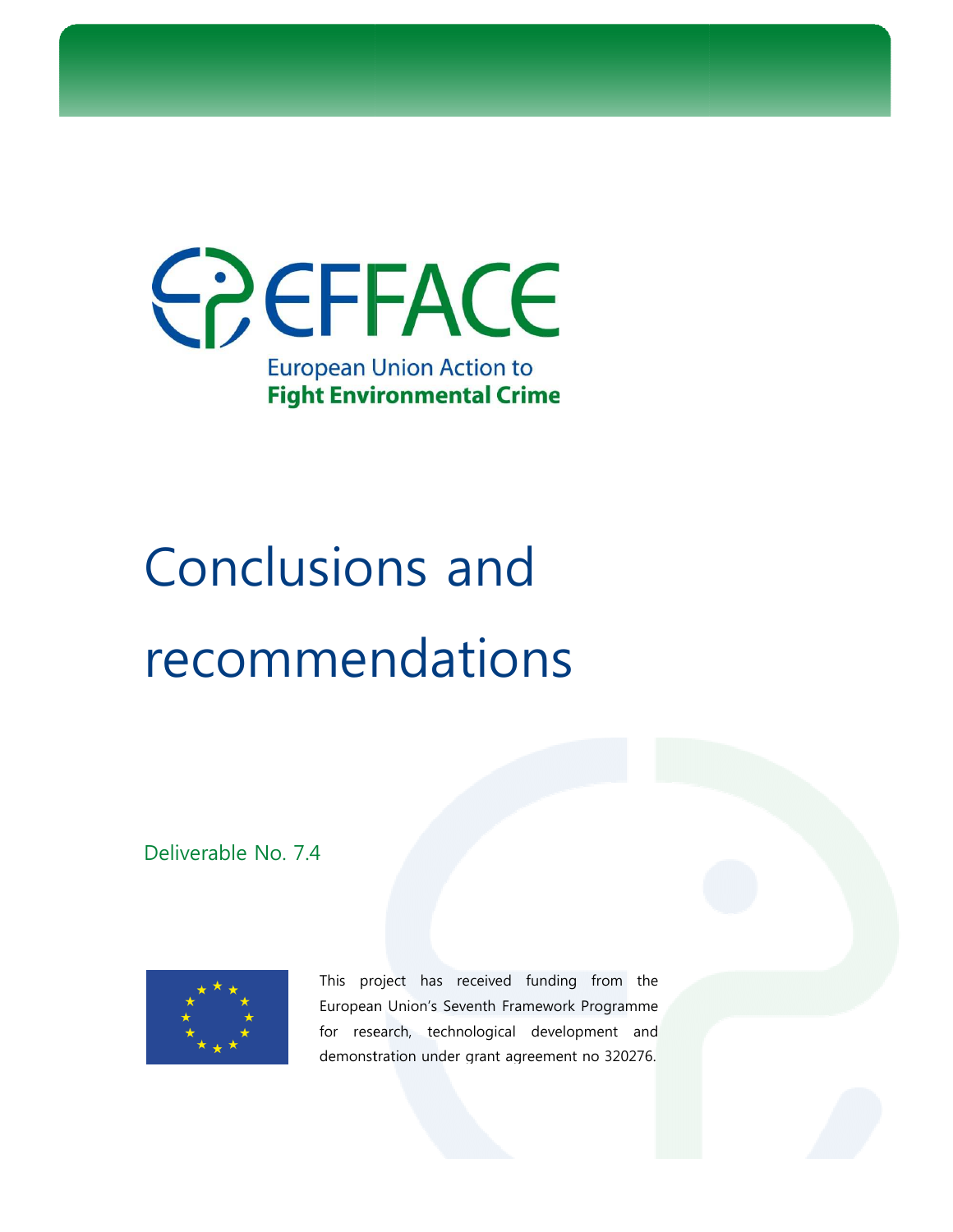EFFACE

European Union Action to
**Fight Environmental Crime**

# Conclusions and recommendations

Deliverable No. 7.4

This project has received funding from the European Union's Seventh Framework Programme for research, technological development and demonstration under grant agreement no 320276.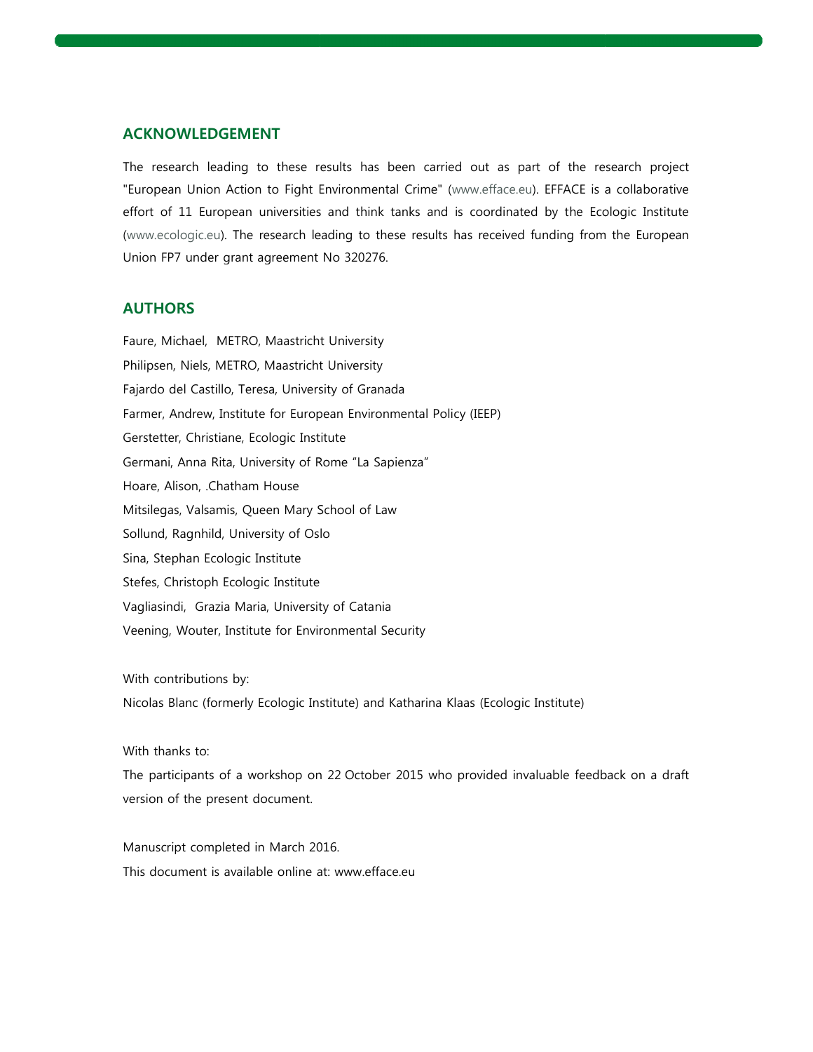## ACKNOWLEDGEMENT

The research leading to these results has been carried out as part of the research project "European Union Action to Fight Environmental Crime" (www.efface.eu). EFFACE is a collaborative effort of 11 European universities and think tanks and is coordinated by the Ecologic Institute (www.ecologic.eu). The research leading to these results has received funding from the European Union FP7 under grant agreement No 320276.

## AUTHORS

Faure, Michael, METRO, Maastricht University

Philipsen, Niels, METRO, Maastricht University

Fajardo del Castillo, Teresa, University of Granada

Farmer, Andrew, Institute for European Environmental Policy (IEEP)

Gerstetter, Christiane, Ecologic Institute

Germani, Anna Rita, University of Rome "La Sapienza"

Hoare, Alison, .Chatham House

Mitsilegas, Valsamis, Queen Mary School of Law

Sollund, Ragnhild, University of Oslo

Sina, Stephan Ecologic Institute

Stefes, Christoph Ecologic Institute

Vagliasindi, Grazia Maria, University of Catania

Veening, Wouter, Institute for Environmental Security

With contributions by:

Nicolas Blanc (formerly Ecologic Institute) and Katharina Klaas (Ecologic Institute)

With thanks to:

The participants of a workshop on 22 October 2015 who provided invaluable feedback on a draft version of the present document.

Manuscript completed in March 2016.

This document is available online at: www.efface.eu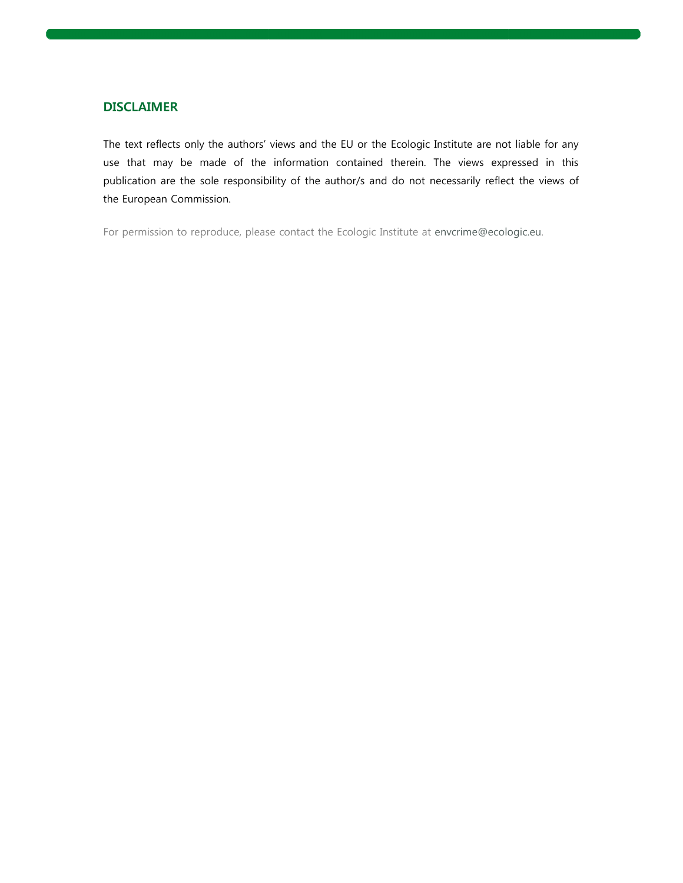## DISCLAIMER

The text reflects only the authors' views and the EU or the Ecologic Institute are not liable for any use that may be made of the information contained therein. The views expressed in this publication are the sole responsibility of the author/s and do not necessarily reflect the views of the European Commission.

For permission to reproduce, please contact the Ecologic Institute at envcrime@ecologic.eu.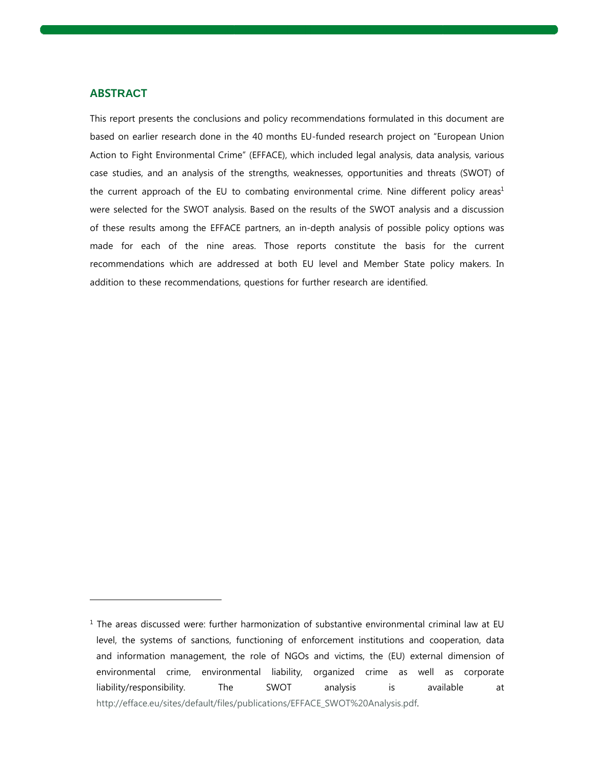## ABSTRACT

This report presents the conclusions and policy recommendations formulated in this document are based on earlier research done in the 40 months EU-funded research project on "European Union Action to Fight Environmental Crime" (EFFACE), which included legal analysis, data analysis, various case studies, and an analysis of the strengths, weaknesses, opportunities and threats (SWOT) of the current approach of the EU to combating environmental crime. Nine different policy areas[1] were selected for the SWOT analysis. Based on the results of the SWOT analysis and a discussion of these results among the EFFACE partners, an in-depth analysis of possible policy options was made for each of the nine areas. Those reports constitute the basis for the current recommendations which are addressed at both EU level and Member State policy makers. In addition to these recommendations, questions for further research are identified.

---

[1] The areas discussed were: further harmonization of substantive environmental criminal law at EU level, the systems of sanctions, functioning of enforcement institutions and cooperation, data and information management, the role of NGOs and victims, the (EU) external dimension of environmental crime, environmental liability, organized crime as well as corporate liability/responsibility. The SWOT analysis is available at http://efface.eu/sites/default/files/publications/EFFACE_SWOT%20Analysis.pdf.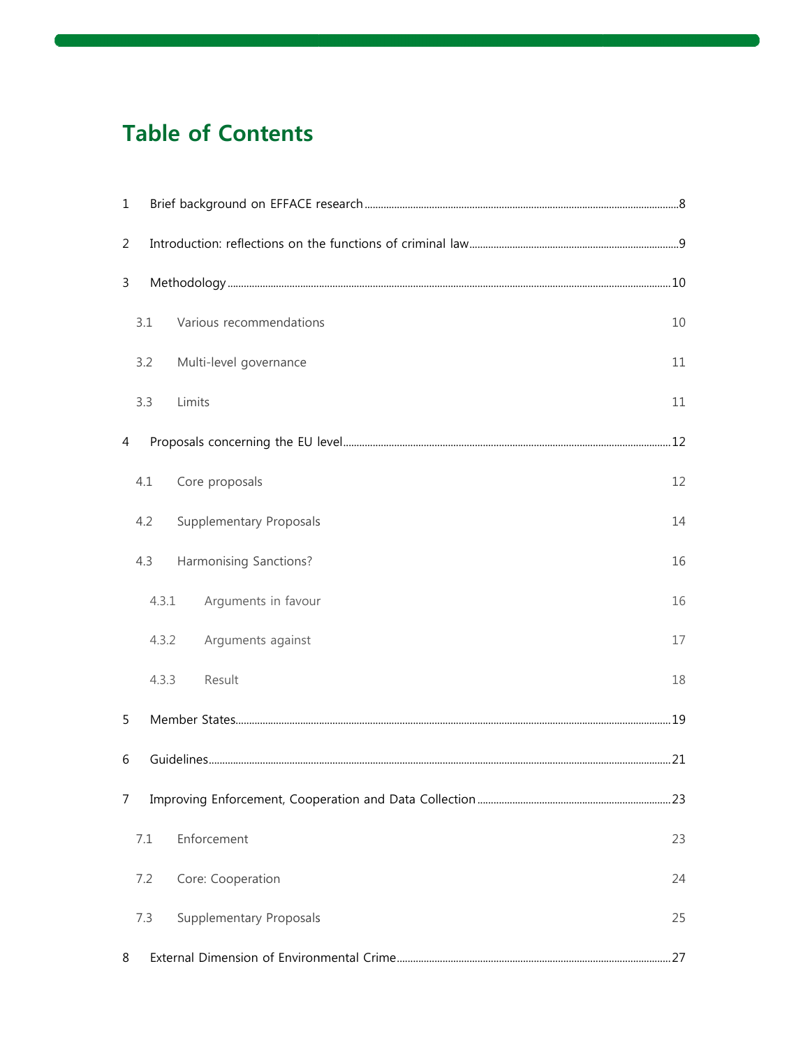# Table of Contents

1 Brief background on EFFACE research ..... 8

2 Introduction: reflections on the functions of criminal law ..... 9

3 Methodology ..... 10

 3.1 Various recommendations 10

 3.2 Multi-level governance 11

 3.3 Limits 11

4 Proposals concerning the EU level ..... 12

 4.1 Core proposals 12

 4.2 Supplementary Proposals 14

 4.3 Harmonising Sanctions? 16

  4.3.1 Arguments in favour 16

  4.3.2 Arguments against 17

  4.3.3 Result 18

5 Member States ..... 19

6 Guidelines ..... 21

7 Improving Enforcement, Cooperation and Data Collection ..... 23

 7.1 Enforcement 23

 7.2 Core: Cooperation 24

 7.3 Supplementary Proposals 25

8 External Dimension of Environmental Crime ..... 27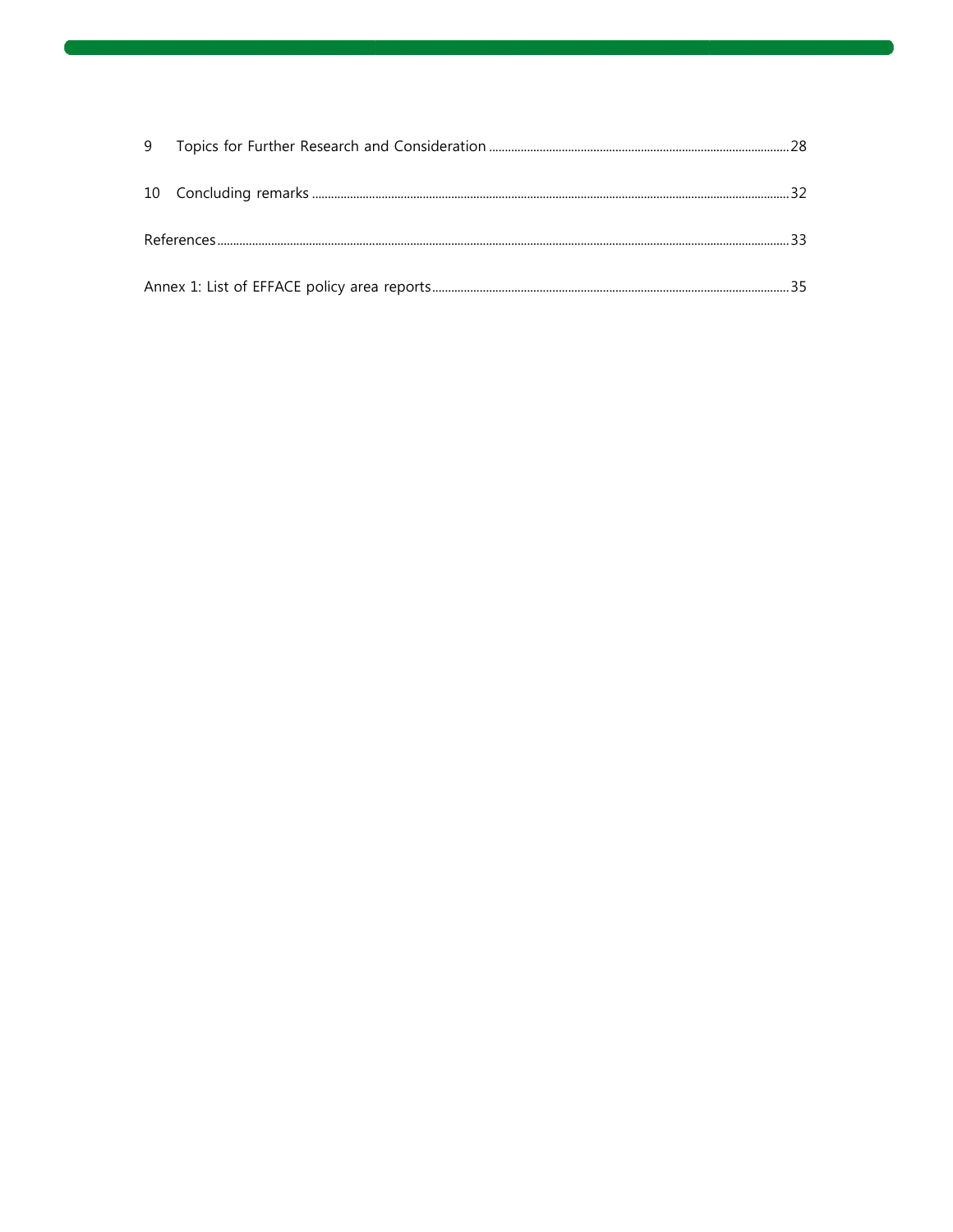9 Topics for Further Research and Consideration ..... 28

10 Concluding remarks ..... 32

References ..... 33

Annex 1: List of EFFACE policy area reports ..... 35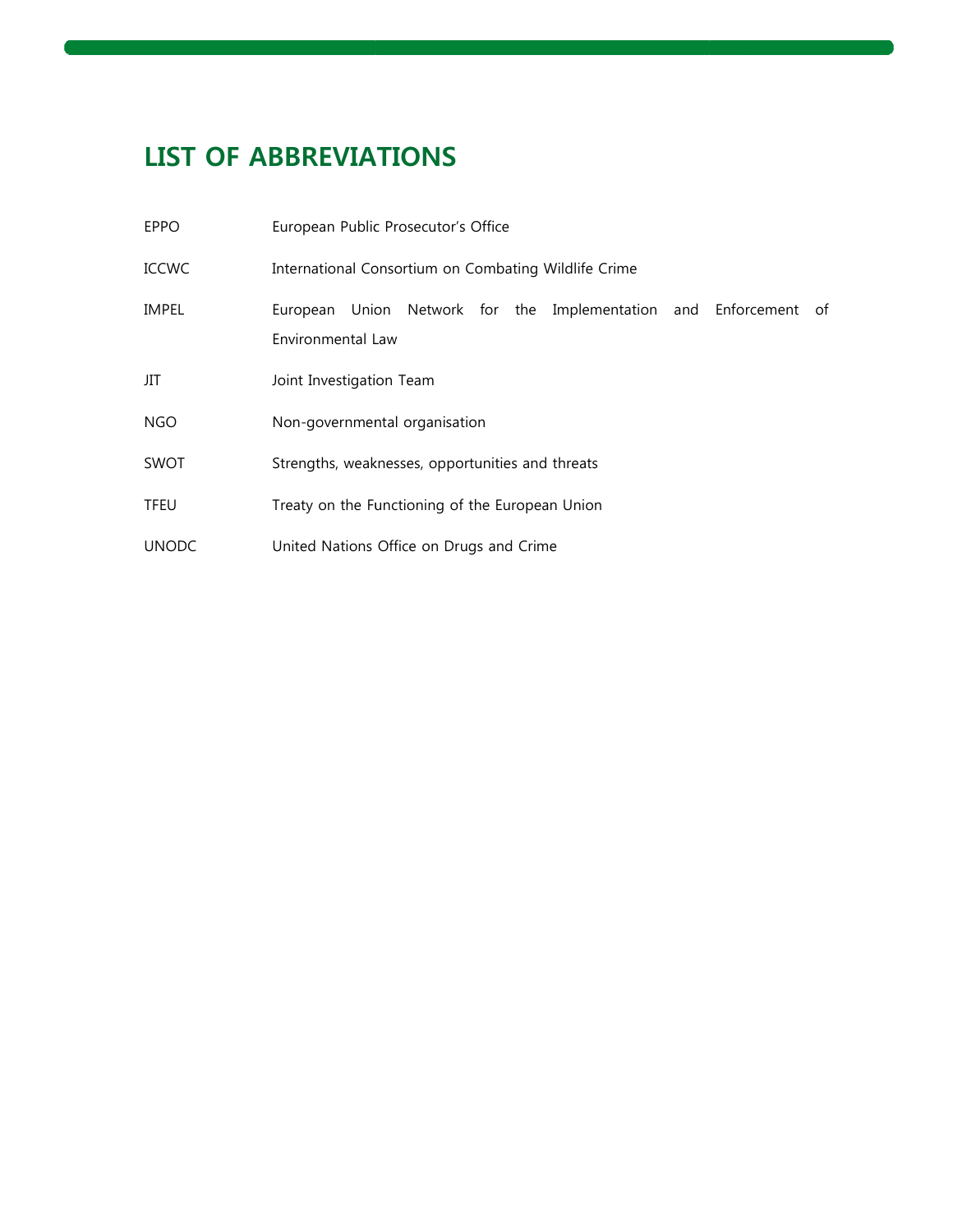# LIST OF ABBREVIATIONS

| | |
|---|---|
| EPPO | European Public Prosecutor's Office |
| ICCWC | International Consortium on Combating Wildlife Crime |
| IMPEL | European Union Network for the Implementation and Enforcement of Environmental Law |
| JIT | Joint Investigation Team |
| NGO | Non-governmental organisation |
| SWOT | Strengths, weaknesses, opportunities and threats |
| TFEU | Treaty on the Functioning of the European Union |
| UNODC | United Nations Office on Drugs and Crime |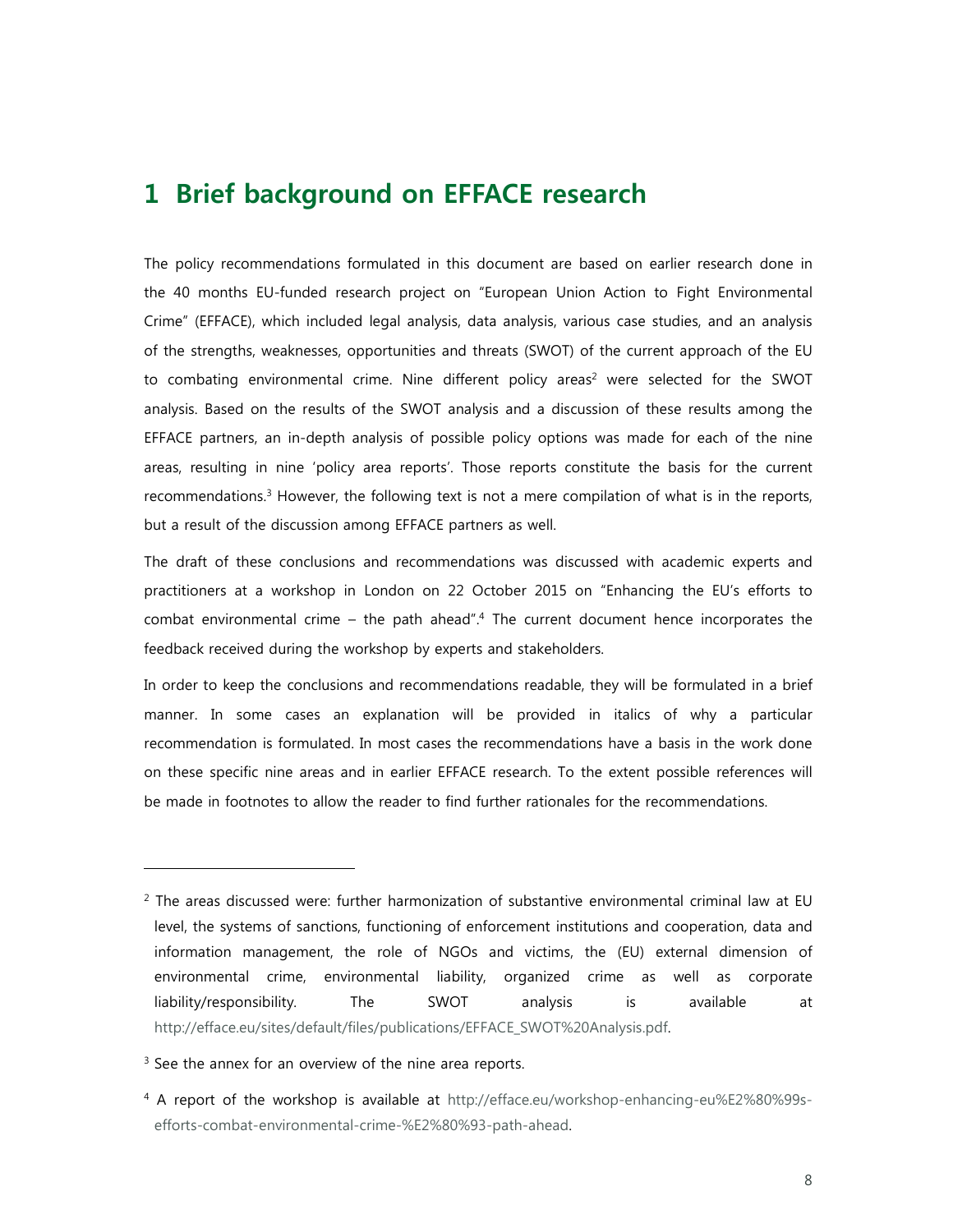# 1 Brief background on EFFACE research

The policy recommendations formulated in this document are based on earlier research done in the 40 months EU-funded research project on "European Union Action to Fight Environmental Crime" (EFFACE), which included legal analysis, data analysis, various case studies, and an analysis of the strengths, weaknesses, opportunities and threats (SWOT) of the current approach of the EU to combating environmental crime. Nine different policy areas[2] were selected for the SWOT analysis. Based on the results of the SWOT analysis and a discussion of these results among the EFFACE partners, an in-depth analysis of possible policy options was made for each of the nine areas, resulting in nine 'policy area reports'. Those reports constitute the basis for the current recommendations.[3] However, the following text is not a mere compilation of what is in the reports, but a result of the discussion among EFFACE partners as well.

The draft of these conclusions and recommendations was discussed with academic experts and practitioners at a workshop in London on 22 October 2015 on "Enhancing the EU's efforts to combat environmental crime – the path ahead".[4] The current document hence incorporates the feedback received during the workshop by experts and stakeholders.

In order to keep the conclusions and recommendations readable, they will be formulated in a brief manner. In some cases an explanation will be provided in italics of why a particular recommendation is formulated. In most cases the recommendations have a basis in the work done on these specific nine areas and in earlier EFFACE research. To the extent possible references will be made in footnotes to allow the reader to find further rationales for the recommendations.

---

[2] The areas discussed were: further harmonization of substantive environmental criminal law at EU level, the systems of sanctions, functioning of enforcement institutions and cooperation, data and information management, the role of NGOs and victims, the (EU) external dimension of environmental crime, environmental liability, organized crime as well as corporate liability/responsibility. The SWOT analysis is available at http://efface.eu/sites/default/files/publications/EFFACE_SWOT%20Analysis.pdf.

[3] See the annex for an overview of the nine area reports.

[4] A report of the workshop is available at http://efface.eu/workshop-enhancing-eu%E2%80%99s-efforts-combat-environmental-crime-%E2%80%93-path-ahead.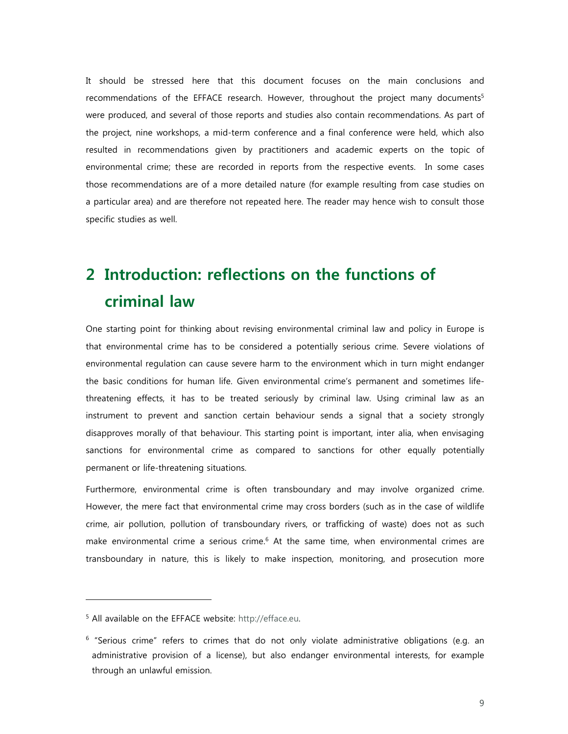It should be stressed here that this document focuses on the main conclusions and recommendations of the EFFACE research. However, throughout the project many documents[5] were produced, and several of those reports and studies also contain recommendations. As part of the project, nine workshops, a mid-term conference and a final conference were held, which also resulted in recommendations given by practitioners and academic experts on the topic of environmental crime; these are recorded in reports from the respective events. In some cases those recommendations are of a more detailed nature (for example resulting from case studies on a particular area) and are therefore not repeated here. The reader may hence wish to consult those specific studies as well.

# 2 Introduction: reflections on the functions of criminal law

One starting point for thinking about revising environmental criminal law and policy in Europe is that environmental crime has to be considered a potentially serious crime. Severe violations of environmental regulation can cause severe harm to the environment which in turn might endanger the basic conditions for human life. Given environmental crime's permanent and sometimes life-threatening effects, it has to be treated seriously by criminal law. Using criminal law as an instrument to prevent and sanction certain behaviour sends a signal that a society strongly disapproves morally of that behaviour. This starting point is important, inter alia, when envisaging sanctions for environmental crime as compared to sanctions for other equally potentially permanent or life-threatening situations.

Furthermore, environmental crime is often transboundary and may involve organized crime. However, the mere fact that environmental crime may cross borders (such as in the case of wildlife crime, air pollution, pollution of transboundary rivers, or trafficking of waste) does not as such make environmental crime a serious crime.[6] At the same time, when environmental crimes are transboundary in nature, this is likely to make inspection, monitoring, and prosecution more

---

[5] All available on the EFFACE website: http://efface.eu.

[6] "Serious crime" refers to crimes that do not only violate administrative obligations (e.g. an administrative provision of a license), but also endanger environmental interests, for example through an unlawful emission.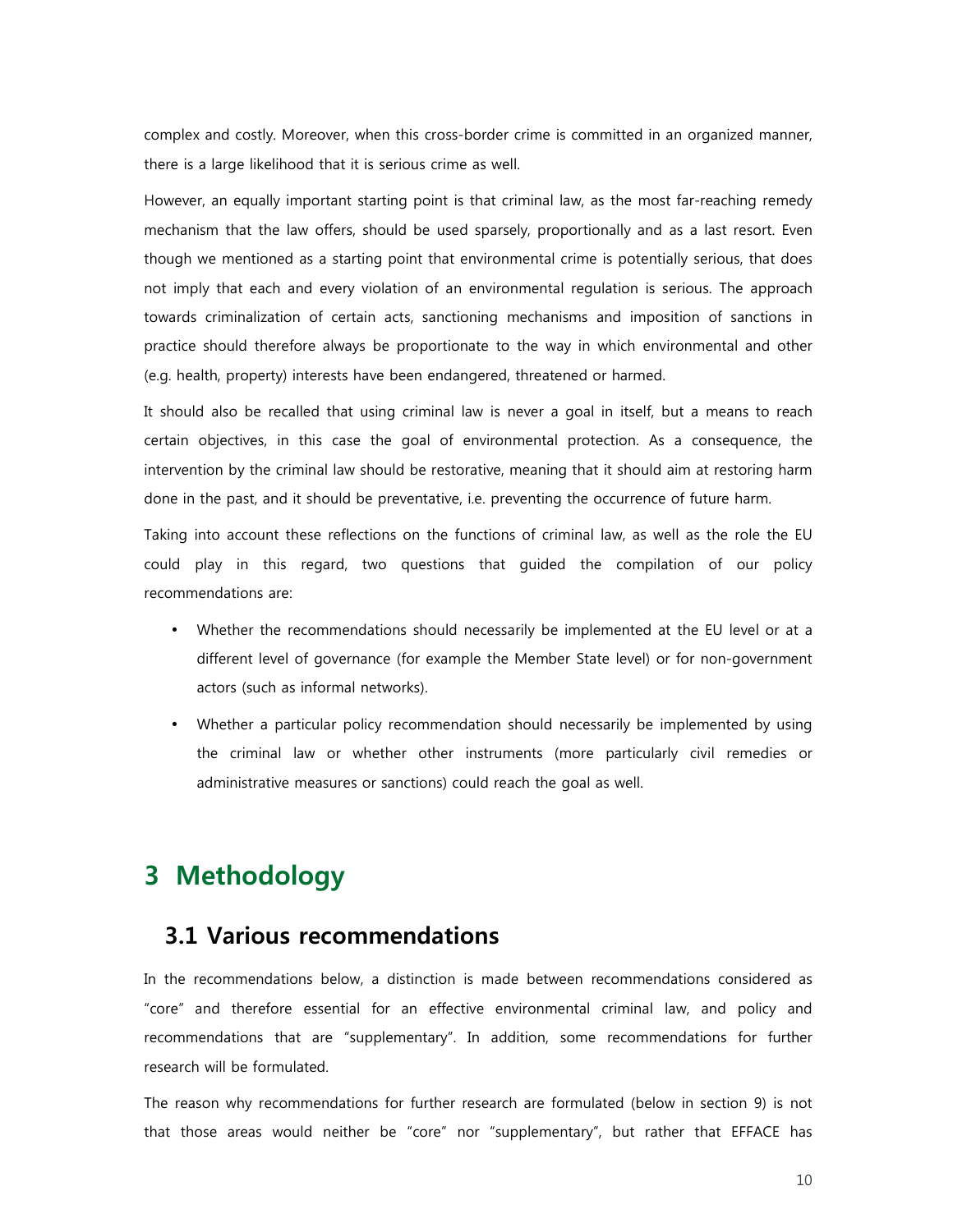complex and costly. Moreover, when this cross-border crime is committed in an organized manner, there is a large likelihood that it is serious crime as well.

However, an equally important starting point is that criminal law, as the most far-reaching remedy mechanism that the law offers, should be used sparsely, proportionally and as a last resort. Even though we mentioned as a starting point that environmental crime is potentially serious, that does not imply that each and every violation of an environmental regulation is serious. The approach towards criminalization of certain acts, sanctioning mechanisms and imposition of sanctions in practice should therefore always be proportionate to the way in which environmental and other (e.g. health, property) interests have been endangered, threatened or harmed.

It should also be recalled that using criminal law is never a goal in itself, but a means to reach certain objectives, in this case the goal of environmental protection. As a consequence, the intervention by the criminal law should be restorative, meaning that it should aim at restoring harm done in the past, and it should be preventative, i.e. preventing the occurrence of future harm.

Taking into account these reflections on the functions of criminal law, as well as the role the EU could play in this regard, two questions that guided the compilation of our policy recommendations are:

- Whether the recommendations should necessarily be implemented at the EU level or at a different level of governance (for example the Member State level) or for non-government actors (such as informal networks).
- Whether a particular policy recommendation should necessarily be implemented by using the criminal law or whether other instruments (more particularly civil remedies or administrative measures or sanctions) could reach the goal as well.

# 3 Methodology

## 3.1 Various recommendations

In the recommendations below, a distinction is made between recommendations considered as "core" and therefore essential for an effective environmental criminal law, and policy and recommendations that are "supplementary". In addition, some recommendations for further research will be formulated.

The reason why recommendations for further research are formulated (below in section 9) is not that those areas would neither be "core" nor "supplementary", but rather that EFFACE has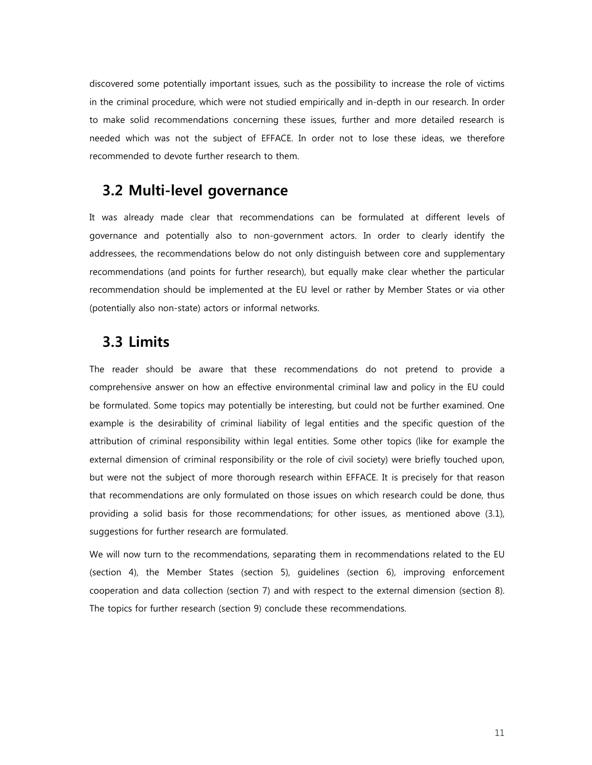discovered some potentially important issues, such as the possibility to increase the role of victims in the criminal procedure, which were not studied empirically and in-depth in our research. In order to make solid recommendations concerning these issues, further and more detailed research is needed which was not the subject of EFFACE. In order not to lose these ideas, we therefore recommended to devote further research to them.

## 3.2 Multi-level governance

It was already made clear that recommendations can be formulated at different levels of governance and potentially also to non-government actors. In order to clearly identify the addressees, the recommendations below do not only distinguish between core and supplementary recommendations (and points for further research), but equally make clear whether the particular recommendation should be implemented at the EU level or rather by Member States or via other (potentially also non-state) actors or informal networks.

## 3.3 Limits

The reader should be aware that these recommendations do not pretend to provide a comprehensive answer on how an effective environmental criminal law and policy in the EU could be formulated. Some topics may potentially be interesting, but could not be further examined. One example is the desirability of criminal liability of legal entities and the specific question of the attribution of criminal responsibility within legal entities. Some other topics (like for example the external dimension of criminal responsibility or the role of civil society) were briefly touched upon, but were not the subject of more thorough research within EFFACE. It is precisely for that reason that recommendations are only formulated on those issues on which research could be done, thus providing a solid basis for those recommendations; for other issues, as mentioned above (3.1), suggestions for further research are formulated.

We will now turn to the recommendations, separating them in recommendations related to the EU (section 4), the Member States (section 5), guidelines (section 6), improving enforcement cooperation and data collection (section 7) and with respect to the external dimension (section 8). The topics for further research (section 9) conclude these recommendations.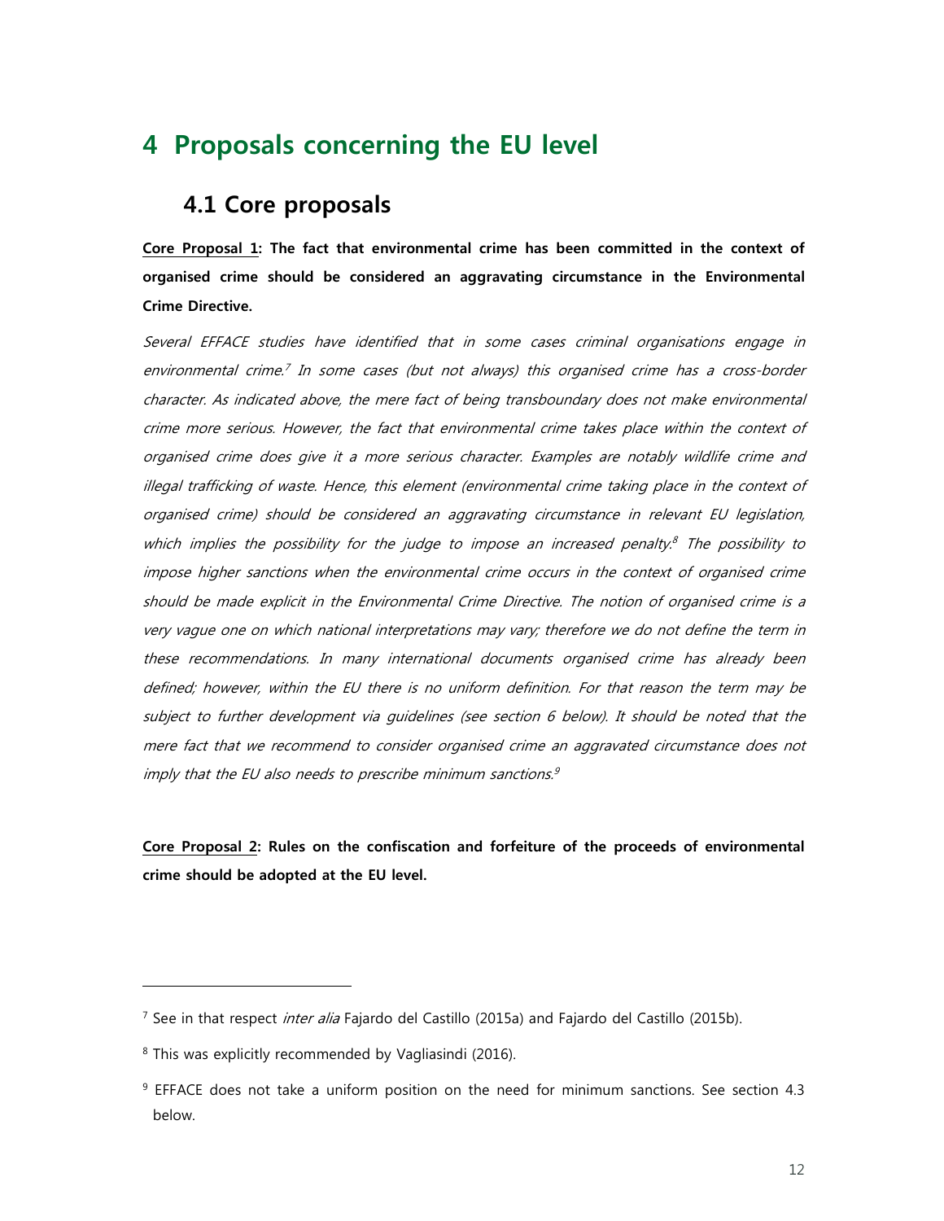# 4 Proposals concerning the EU level

## 4.1 Core proposals

**Core Proposal 1: The fact that environmental crime has been committed in the context of organised crime should be considered an aggravating circumstance in the Environmental Crime Directive.**

*Several EFFACE studies have identified that in some cases criminal organisations engage in environmental crime.*[7] *In some cases (but not always) this organised crime has a cross-border character. As indicated above, the mere fact of being transboundary does not make environmental crime more serious. However, the fact that environmental crime takes place within the context of organised crime does give it a more serious character. Examples are notably wildlife crime and illegal trafficking of waste. Hence, this element (environmental crime taking place in the context of organised crime) should be considered an aggravating circumstance in relevant EU legislation, which implies the possibility for the judge to impose an increased penalty.*[8] *The possibility to impose higher sanctions when the environmental crime occurs in the context of organised crime should be made explicit in the Environmental Crime Directive. The notion of organised crime is a very vague one on which national interpretations may vary; therefore we do not define the term in these recommendations. In many international documents organised crime has already been defined; however, within the EU there is no uniform definition. For that reason the term may be subject to further development via guidelines (see section 6 below). It should be noted that the mere fact that we recommend to consider organised crime an aggravated circumstance does not imply that the EU also needs to prescribe minimum sanctions.*[9]

**Core Proposal 2: Rules on the confiscation and forfeiture of the proceeds of environmental crime should be adopted at the EU level.**

---

[7] See in that respect *inter alia* Fajardo del Castillo (2015a) and Fajardo del Castillo (2015b).

[8] This was explicitly recommended by Vagliasindi (2016).

[9] EFFACE does not take a uniform position on the need for minimum sanctions. See section 4.3 below.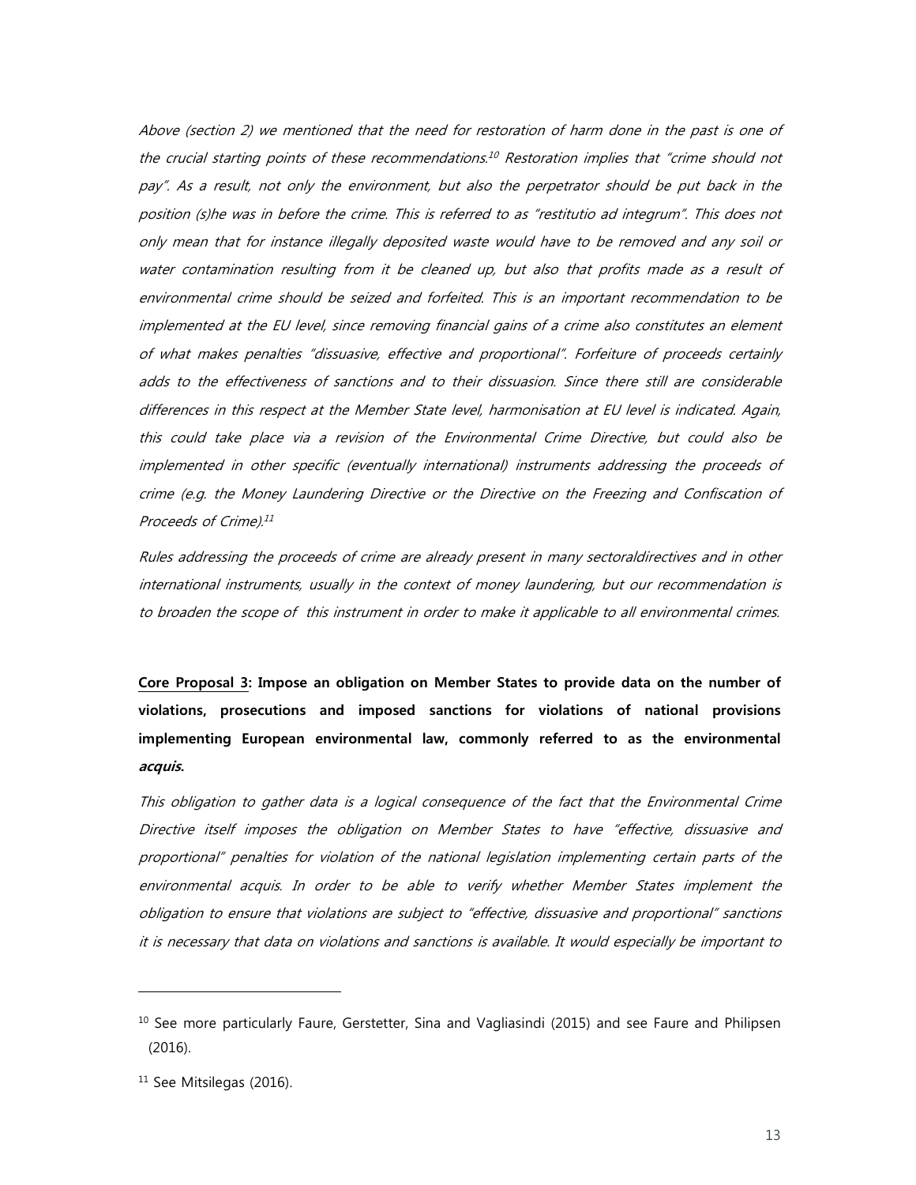*Above (section 2) we mentioned that the need for restoration of harm done in the past is one of the crucial starting points of these recommendations.[10] Restoration implies that "crime should not pay". As a result, not only the environment, but also the perpetrator should be put back in the position (s)he was in before the crime. This is referred to as "restitutio ad integrum". This does not only mean that for instance illegally deposited waste would have to be removed and any soil or water contamination resulting from it be cleaned up, but also that profits made as a result of environmental crime should be seized and forfeited. This is an important recommendation to be implemented at the EU level, since removing financial gains of a crime also constitutes an element of what makes penalties "dissuasive, effective and proportional". Forfeiture of proceeds certainly adds to the effectiveness of sanctions and to their dissuasion. Since there still are considerable differences in this respect at the Member State level, harmonisation at EU level is indicated. Again, this could take place via a revision of the Environmental Crime Directive, but could also be implemented in other specific (eventually international) instruments addressing the proceeds of crime (e.g. the Money Laundering Directive or the Directive on the Freezing and Confiscation of Proceeds of Crime).[11]*

*Rules addressing the proceeds of crime are already present in many sectoraldirectives and in other international instruments, usually in the context of money laundering, but our recommendation is to broaden the scope of this instrument in order to make it applicable to all environmental crimes.*

**<u>Core Proposal 3</u>: Impose an obligation on Member States to provide data on the number of violations, prosecutions and imposed sanctions for violations of national provisions implementing European environmental law, commonly referred to as the environmental *acquis*.**

*This obligation to gather data is a logical consequence of the fact that the Environmental Crime Directive itself imposes the obligation on Member States to have "effective, dissuasive and proportional" penalties for violation of the national legislation implementing certain parts of the environmental acquis. In order to be able to verify whether Member States implement the obligation to ensure that violations are subject to "effective, dissuasive and proportional" sanctions it is necessary that data on violations and sanctions is available. It would especially be important to*

---

[10] See more particularly Faure, Gerstetter, Sina and Vagliasindi (2015) and see Faure and Philipsen (2016).

[11] See Mitsilegas (2016).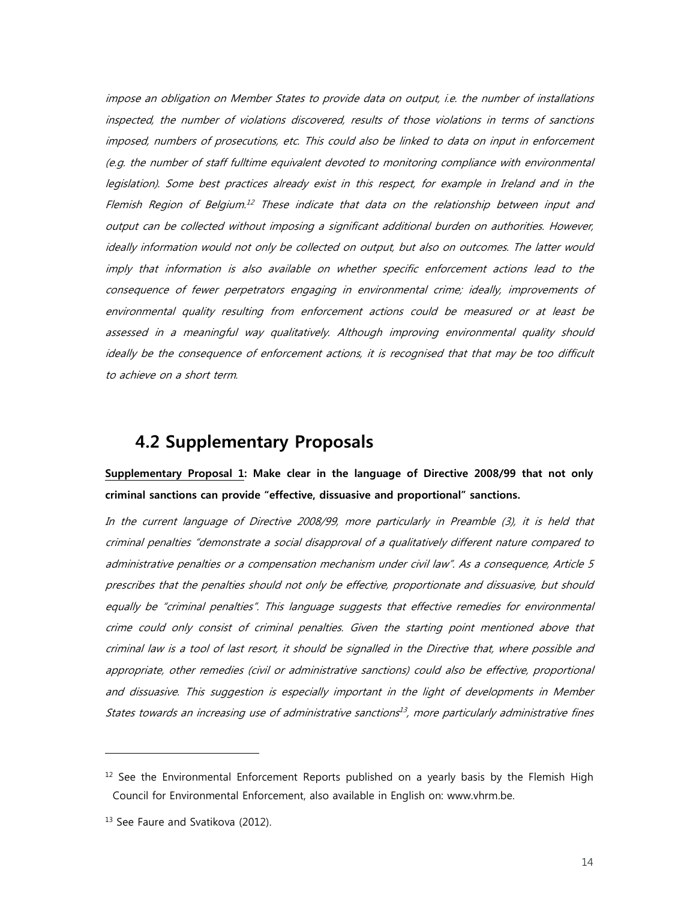*impose an obligation on Member States to provide data on output, i.e. the number of installations inspected, the number of violations discovered, results of those violations in terms of sanctions imposed, numbers of prosecutions, etc. This could also be linked to data on input in enforcement (e.g. the number of staff fulltime equivalent devoted to monitoring compliance with environmental legislation). Some best practices already exist in this respect, for example in Ireland and in the Flemish Region of Belgium.[12] These indicate that data on the relationship between input and output can be collected without imposing a significant additional burden on authorities. However, ideally information would not only be collected on output, but also on outcomes. The latter would imply that information is also available on whether specific enforcement actions lead to the consequence of fewer perpetrators engaging in environmental crime; ideally, improvements of environmental quality resulting from enforcement actions could be measured or at least be assessed in a meaningful way qualitatively. Although improving environmental quality should ideally be the consequence of enforcement actions, it is recognised that that may be too difficult to achieve on a short term.*

## 4.2 Supplementary Proposals

**Supplementary Proposal 1: Make clear in the language of Directive 2008/99 that not only criminal sanctions can provide "effective, dissuasive and proportional" sanctions.**

*In the current language of Directive 2008/99, more particularly in Preamble (3), it is held that criminal penalties "demonstrate a social disapproval of a qualitatively different nature compared to administrative penalties or a compensation mechanism under civil law". As a consequence, Article 5 prescribes that the penalties should not only be effective, proportionate and dissuasive, but should equally be "criminal penalties". This language suggests that effective remedies for environmental crime could only consist of criminal penalties. Given the starting point mentioned above that criminal law is a tool of last resort, it should be signalled in the Directive that, where possible and appropriate, other remedies (civil or administrative sanctions) could also be effective, proportional and dissuasive. This suggestion is especially important in the light of developments in Member States towards an increasing use of administrative sanctions[13], more particularly administrative fines*

---

[12] See the Environmental Enforcement Reports published on a yearly basis by the Flemish High Council for Environmental Enforcement, also available in English on: www.vhrm.be.

[13] See Faure and Svatikova (2012).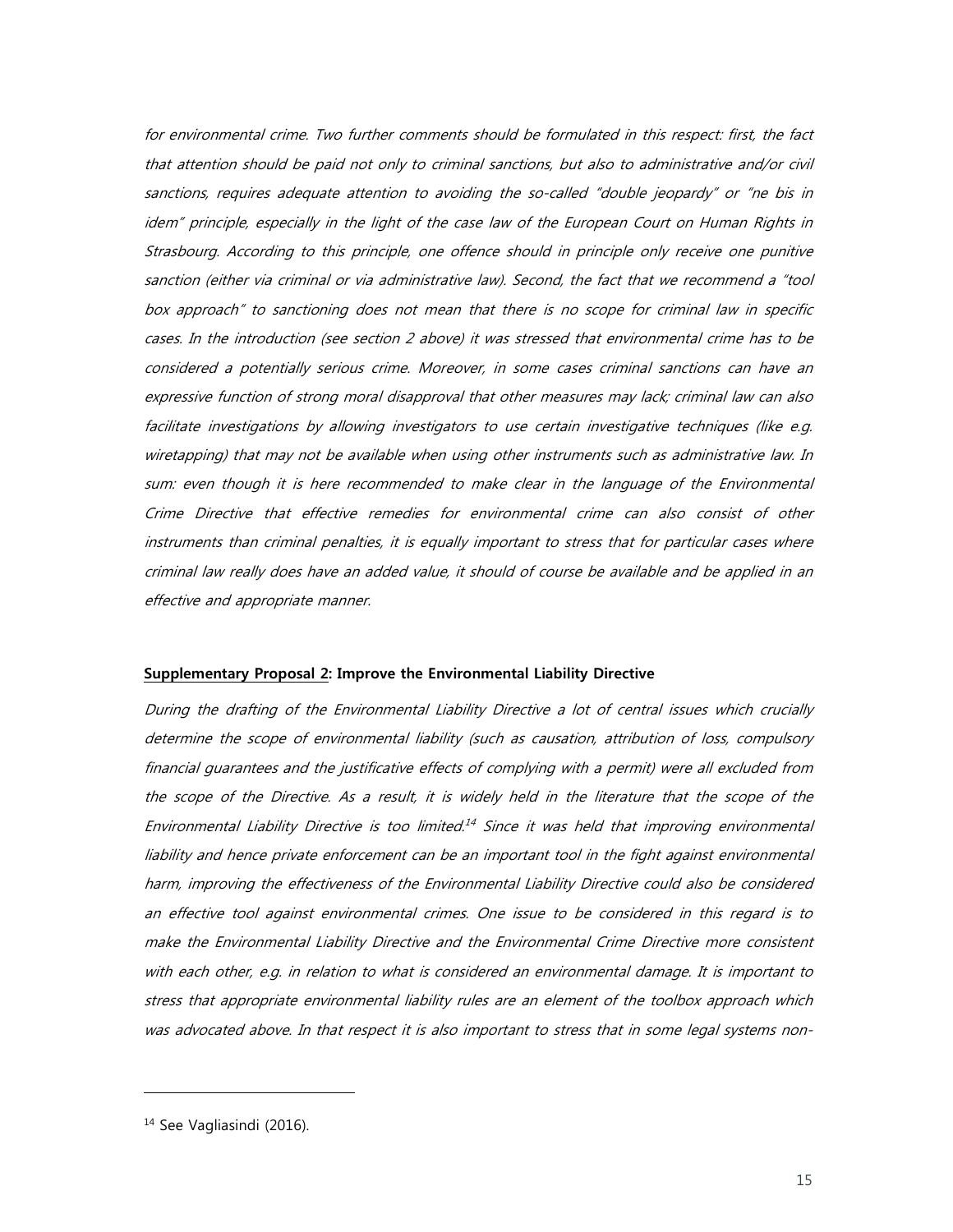*for environmental crime. Two further comments should be formulated in this respect: first, the fact that attention should be paid not only to criminal sanctions, but also to administrative and/or civil sanctions, requires adequate attention to avoiding the so-called "double jeopardy" or "ne bis in idem" principle, especially in the light of the case law of the European Court on Human Rights in Strasbourg. According to this principle, one offence should in principle only receive one punitive sanction (either via criminal or via administrative law). Second, the fact that we recommend a "tool box approach" to sanctioning does not mean that there is no scope for criminal law in specific cases. In the introduction (see section 2 above) it was stressed that environmental crime has to be considered a potentially serious crime. Moreover, in some cases criminal sanctions can have an expressive function of strong moral disapproval that other measures may lack; criminal law can also facilitate investigations by allowing investigators to use certain investigative techniques (like e.g. wiretapping) that may not be available when using other instruments such as administrative law. In sum: even though it is here recommended to make clear in the language of the Environmental Crime Directive that effective remedies for environmental crime can also consist of other instruments than criminal penalties, it is equally important to stress that for particular cases where criminal law really does have an added value, it should of course be available and be applied in an effective and appropriate manner.*

**<u>Supplementary Proposal 2</u>: Improve the Environmental Liability Directive**

*During the drafting of the Environmental Liability Directive a lot of central issues which crucially determine the scope of environmental liability (such as causation, attribution of loss, compulsory financial guarantees and the justificative effects of complying with a permit) were all excluded from the scope of the Directive. As a result, it is widely held in the literature that the scope of the Environmental Liability Directive is too limited.[14] Since it was held that improving environmental liability and hence private enforcement can be an important tool in the fight against environmental harm, improving the effectiveness of the Environmental Liability Directive could also be considered an effective tool against environmental crimes. One issue to be considered in this regard is to make the Environmental Liability Directive and the Environmental Crime Directive more consistent with each other, e.g. in relation to what is considered an environmental damage. It is important to stress that appropriate environmental liability rules are an element of the toolbox approach which was advocated above. In that respect it is also important to stress that in some legal systems non-*

[14] See Vagliasindi (2016).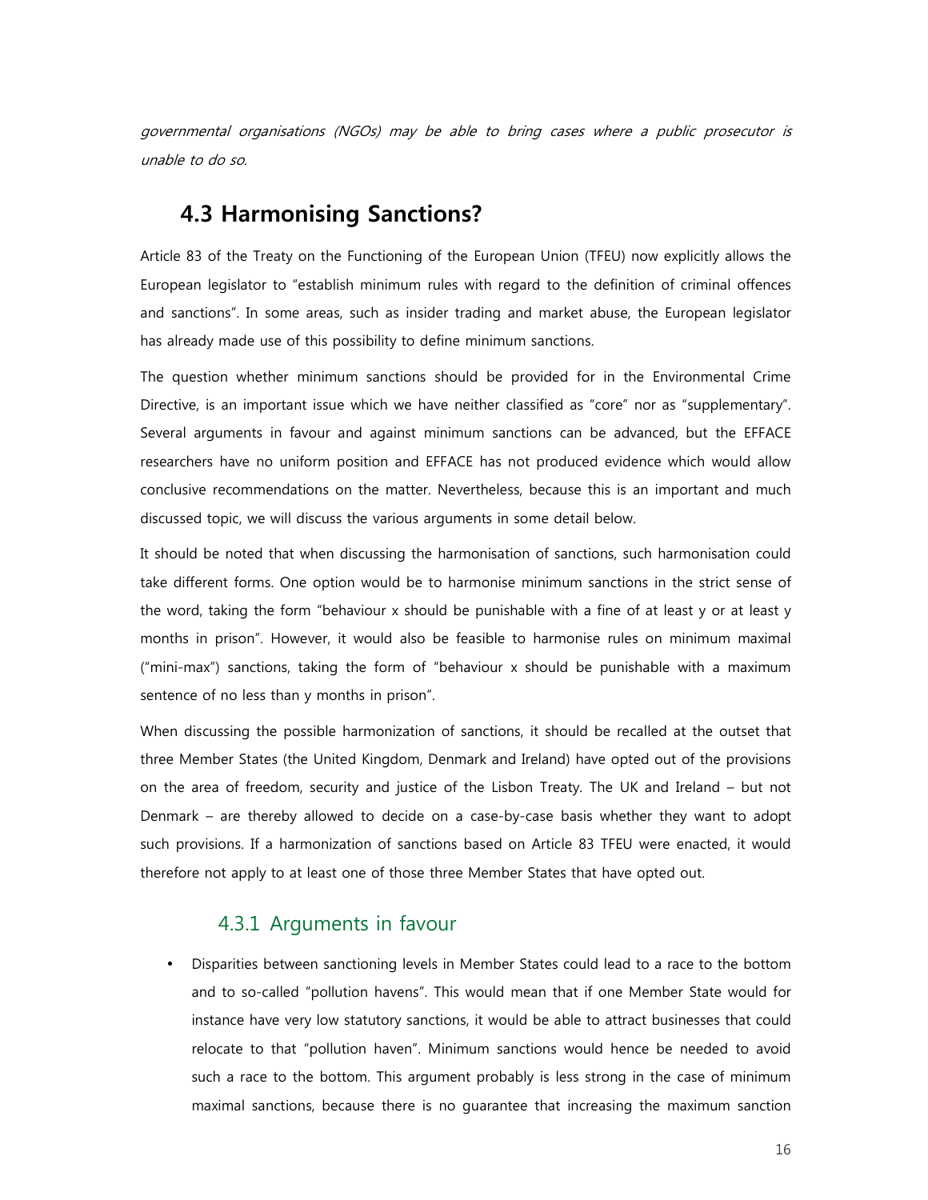*governmental organisations (NGOs) may be able to bring cases where a public prosecutor is unable to do so.*

## 4.3 Harmonising Sanctions?

Article 83 of the Treaty on the Functioning of the European Union (TFEU) now explicitly allows the European legislator to "establish minimum rules with regard to the definition of criminal offences and sanctions". In some areas, such as insider trading and market abuse, the European legislator has already made use of this possibility to define minimum sanctions.

The question whether minimum sanctions should be provided for in the Environmental Crime Directive, is an important issue which we have neither classified as "core" nor as "supplementary". Several arguments in favour and against minimum sanctions can be advanced, but the EFFACE researchers have no uniform position and EFFACE has not produced evidence which would allow conclusive recommendations on the matter. Nevertheless, because this is an important and much discussed topic, we will discuss the various arguments in some detail below.

It should be noted that when discussing the harmonisation of sanctions, such harmonisation could take different forms. One option would be to harmonise minimum sanctions in the strict sense of the word, taking the form "behaviour x should be punishable with a fine of at least y or at least y months in prison". However, it would also be feasible to harmonise rules on minimum maximal ("mini-max") sanctions, taking the form of "behaviour x should be punishable with a maximum sentence of no less than y months in prison".

When discussing the possible harmonization of sanctions, it should be recalled at the outset that three Member States (the United Kingdom, Denmark and Ireland) have opted out of the provisions on the area of freedom, security and justice of the Lisbon Treaty. The UK and Ireland – but not Denmark – are thereby allowed to decide on a case-by-case basis whether they want to adopt such provisions. If a harmonization of sanctions based on Article 83 TFEU were enacted, it would therefore not apply to at least one of those three Member States that have opted out.

### 4.3.1 Arguments in favour

- Disparities between sanctioning levels in Member States could lead to a race to the bottom and to so-called "pollution havens". This would mean that if one Member State would for instance have very low statutory sanctions, it would be able to attract businesses that could relocate to that "pollution haven". Minimum sanctions would hence be needed to avoid such a race to the bottom. This argument probably is less strong in the case of minimum maximal sanctions, because there is no guarantee that increasing the maximum sanction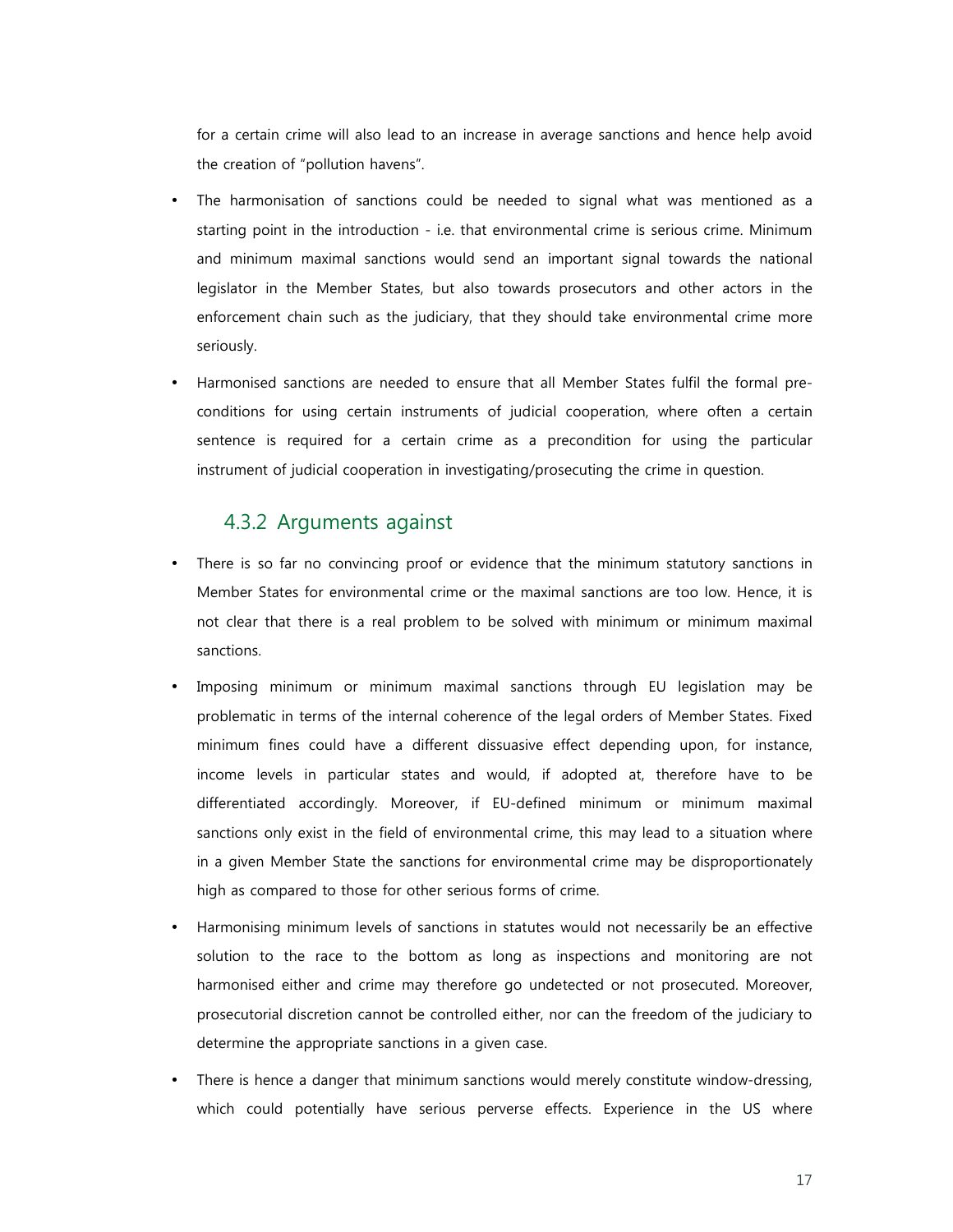for a certain crime will also lead to an increase in average sanctions and hence help avoid the creation of "pollution havens".

- The harmonisation of sanctions could be needed to signal what was mentioned as a starting point in the introduction - i.e. that environmental crime is serious crime. Minimum and minimum maximal sanctions would send an important signal towards the national legislator in the Member States, but also towards prosecutors and other actors in the enforcement chain such as the judiciary, that they should take environmental crime more seriously.
- Harmonised sanctions are needed to ensure that all Member States fulfil the formal pre-conditions for using certain instruments of judicial cooperation, where often a certain sentence is required for a certain crime as a precondition for using the particular instrument of judicial cooperation in investigating/prosecuting the crime in question.

### 4.3.2 Arguments against

- There is so far no convincing proof or evidence that the minimum statutory sanctions in Member States for environmental crime or the maximal sanctions are too low. Hence, it is not clear that there is a real problem to be solved with minimum or minimum maximal sanctions.
- Imposing minimum or minimum maximal sanctions through EU legislation may be problematic in terms of the internal coherence of the legal orders of Member States. Fixed minimum fines could have a different dissuasive effect depending upon, for instance, income levels in particular states and would, if adopted at, therefore have to be differentiated accordingly. Moreover, if EU-defined minimum or minimum maximal sanctions only exist in the field of environmental crime, this may lead to a situation where in a given Member State the sanctions for environmental crime may be disproportionately high as compared to those for other serious forms of crime.
- Harmonising minimum levels of sanctions in statutes would not necessarily be an effective solution to the race to the bottom as long as inspections and monitoring are not harmonised either and crime may therefore go undetected or not prosecuted. Moreover, prosecutorial discretion cannot be controlled either, nor can the freedom of the judiciary to determine the appropriate sanctions in a given case.
- There is hence a danger that minimum sanctions would merely constitute window-dressing, which could potentially have serious perverse effects. Experience in the US where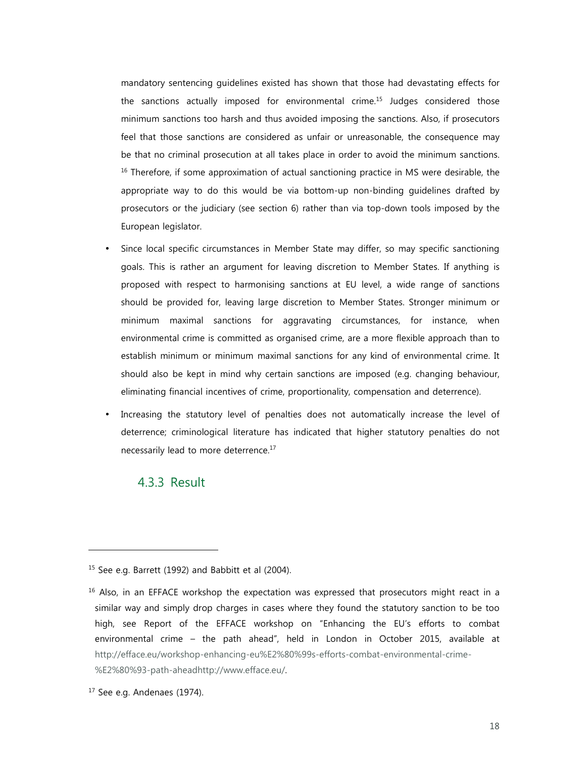mandatory sentencing guidelines existed has shown that those had devastating effects for the sanctions actually imposed for environmental crime.[15] Judges considered those minimum sanctions too harsh and thus avoided imposing the sanctions. Also, if prosecutors feel that those sanctions are considered as unfair or unreasonable, the consequence may be that no criminal prosecution at all takes place in order to avoid the minimum sanctions.[16] Therefore, if some approximation of actual sanctioning practice in MS were desirable, the appropriate way to do this would be via bottom-up non-binding guidelines drafted by prosecutors or the judiciary (see section 6) rather than via top-down tools imposed by the European legislator.

- Since local specific circumstances in Member State may differ, so may specific sanctioning goals. This is rather an argument for leaving discretion to Member States. If anything is proposed with respect to harmonising sanctions at EU level, a wide range of sanctions should be provided for, leaving large discretion to Member States. Stronger minimum or minimum maximal sanctions for aggravating circumstances, for instance, when environmental crime is committed as organised crime, are a more flexible approach than to establish minimum or minimum maximal sanctions for any kind of environmental crime. It should also be kept in mind why certain sanctions are imposed (e.g. changing behaviour, eliminating financial incentives of crime, proportionality, compensation and deterrence).
- Increasing the statutory level of penalties does not automatically increase the level of deterrence; criminological literature has indicated that higher statutory penalties do not necessarily lead to more deterrence.[17]

### 4.3.3 Result

---

[15] See e.g. Barrett (1992) and Babbitt et al (2004).

[16] Also, in an EFFACE workshop the expectation was expressed that prosecutors might react in a similar way and simply drop charges in cases where they found the statutory sanction to be too high, see Report of the EFFACE workshop on "Enhancing the EU's efforts to combat environmental crime – the path ahead", held in London in October 2015, available at http://efface.eu/workshop-enhancing-eu%E2%80%99s-efforts-combat-environmental-crime-%E2%80%93-path-aheadhttp://www.efface.eu/.

[17] See e.g. Andenaes (1974).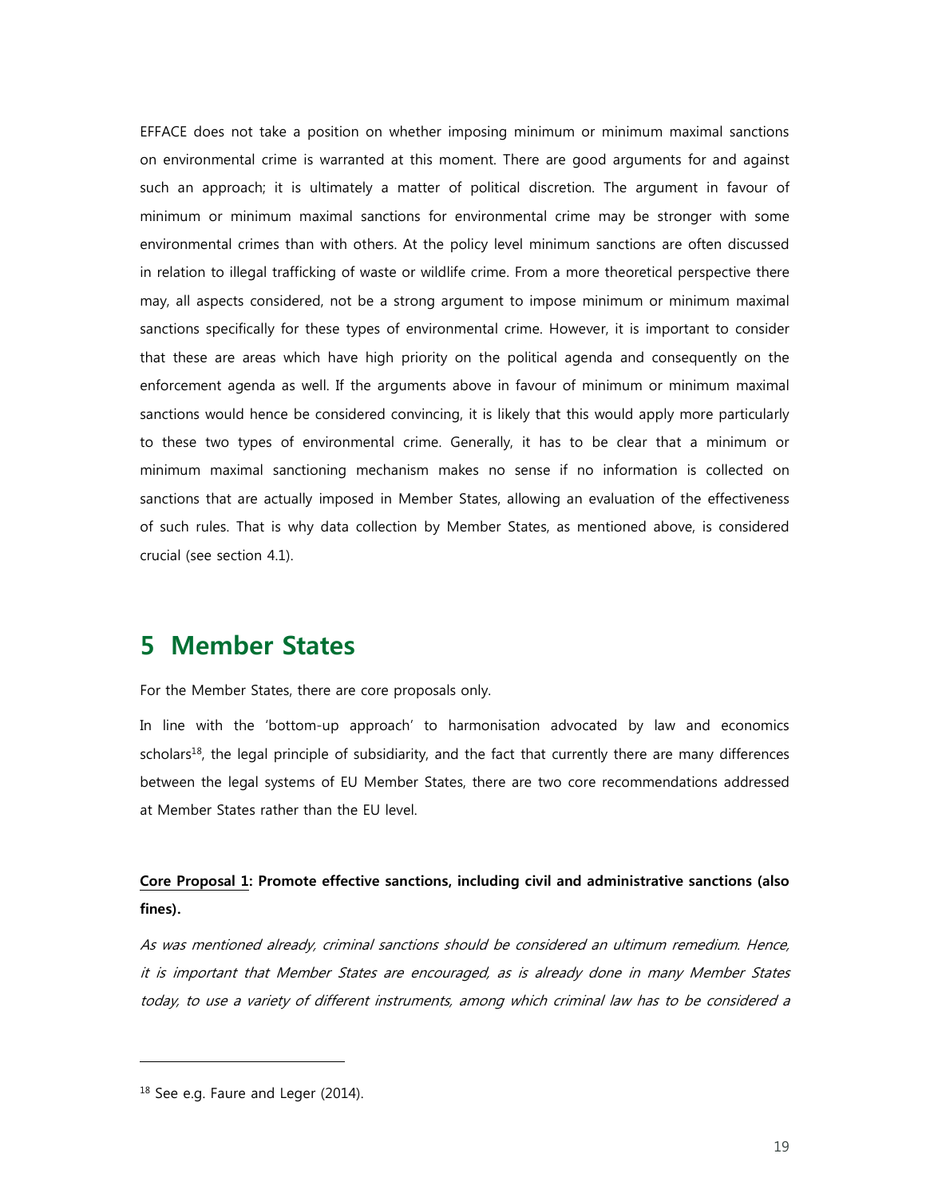EFFACE does not take a position on whether imposing minimum or minimum maximal sanctions on environmental crime is warranted at this moment. There are good arguments for and against such an approach; it is ultimately a matter of political discretion. The argument in favour of minimum or minimum maximal sanctions for environmental crime may be stronger with some environmental crimes than with others. At the policy level minimum sanctions are often discussed in relation to illegal trafficking of waste or wildlife crime. From a more theoretical perspective there may, all aspects considered, not be a strong argument to impose minimum or minimum maximal sanctions specifically for these types of environmental crime. However, it is important to consider that these are areas which have high priority on the political agenda and consequently on the enforcement agenda as well. If the arguments above in favour of minimum or minimum maximal sanctions would hence be considered convincing, it is likely that this would apply more particularly to these two types of environmental crime. Generally, it has to be clear that a minimum or minimum maximal sanctioning mechanism makes no sense if no information is collected on sanctions that are actually imposed in Member States, allowing an evaluation of the effectiveness of such rules. That is why data collection by Member States, as mentioned above, is considered crucial (see section 4.1).

# 5 Member States

For the Member States, there are core proposals only.

In line with the 'bottom-up approach' to harmonisation advocated by law and economics scholars[18], the legal principle of subsidiarity, and the fact that currently there are many differences between the legal systems of EU Member States, there are two core recommendations addressed at Member States rather than the EU level.

**Core Proposal 1: Promote effective sanctions, including civil and administrative sanctions (also fines).**

*As was mentioned already, criminal sanctions should be considered an ultimum remedium. Hence, it is important that Member States are encouraged, as is already done in many Member States today, to use a variety of different instruments, among which criminal law has to be considered a*

[18] See e.g. Faure and Leger (2014).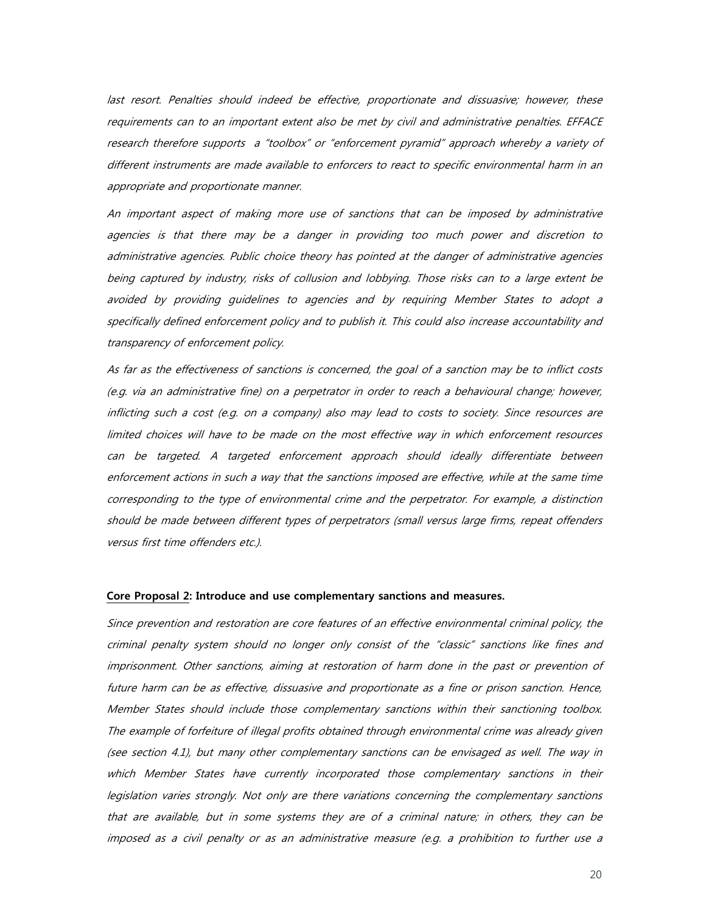*last resort. Penalties should indeed be effective, proportionate and dissuasive; however, these requirements can to an important extent also be met by civil and administrative penalties. EFFACE research therefore supports a "toolbox" or "enforcement pyramid" approach whereby a variety of different instruments are made available to enforcers to react to specific environmental harm in an appropriate and proportionate manner.*

*An important aspect of making more use of sanctions that can be imposed by administrative agencies is that there may be a danger in providing too much power and discretion to administrative agencies. Public choice theory has pointed at the danger of administrative agencies being captured by industry, risks of collusion and lobbying. Those risks can to a large extent be avoided by providing guidelines to agencies and by requiring Member States to adopt a specifically defined enforcement policy and to publish it. This could also increase accountability and transparency of enforcement policy.*

*As far as the effectiveness of sanctions is concerned, the goal of a sanction may be to inflict costs (e.g. via an administrative fine) on a perpetrator in order to reach a behavioural change; however, inflicting such a cost (e.g. on a company) also may lead to costs to society. Since resources are limited choices will have to be made on the most effective way in which enforcement resources can be targeted. A targeted enforcement approach should ideally differentiate between enforcement actions in such a way that the sanctions imposed are effective, while at the same time corresponding to the type of environmental crime and the perpetrator. For example, a distinction should be made between different types of perpetrators (small versus large firms, repeat offenders versus first time offenders etc.).*

**Core Proposal 2: Introduce and use complementary sanctions and measures.**

*Since prevention and restoration are core features of an effective environmental criminal policy, the criminal penalty system should no longer only consist of the "classic" sanctions like fines and imprisonment. Other sanctions, aiming at restoration of harm done in the past or prevention of future harm can be as effective, dissuasive and proportionate as a fine or prison sanction. Hence, Member States should include those complementary sanctions within their sanctioning toolbox. The example of forfeiture of illegal profits obtained through environmental crime was already given (see section 4.1), but many other complementary sanctions can be envisaged as well. The way in which Member States have currently incorporated those complementary sanctions in their legislation varies strongly. Not only are there variations concerning the complementary sanctions that are available, but in some systems they are of a criminal nature; in others, they can be imposed as a civil penalty or as an administrative measure (e.g. a prohibition to further use a*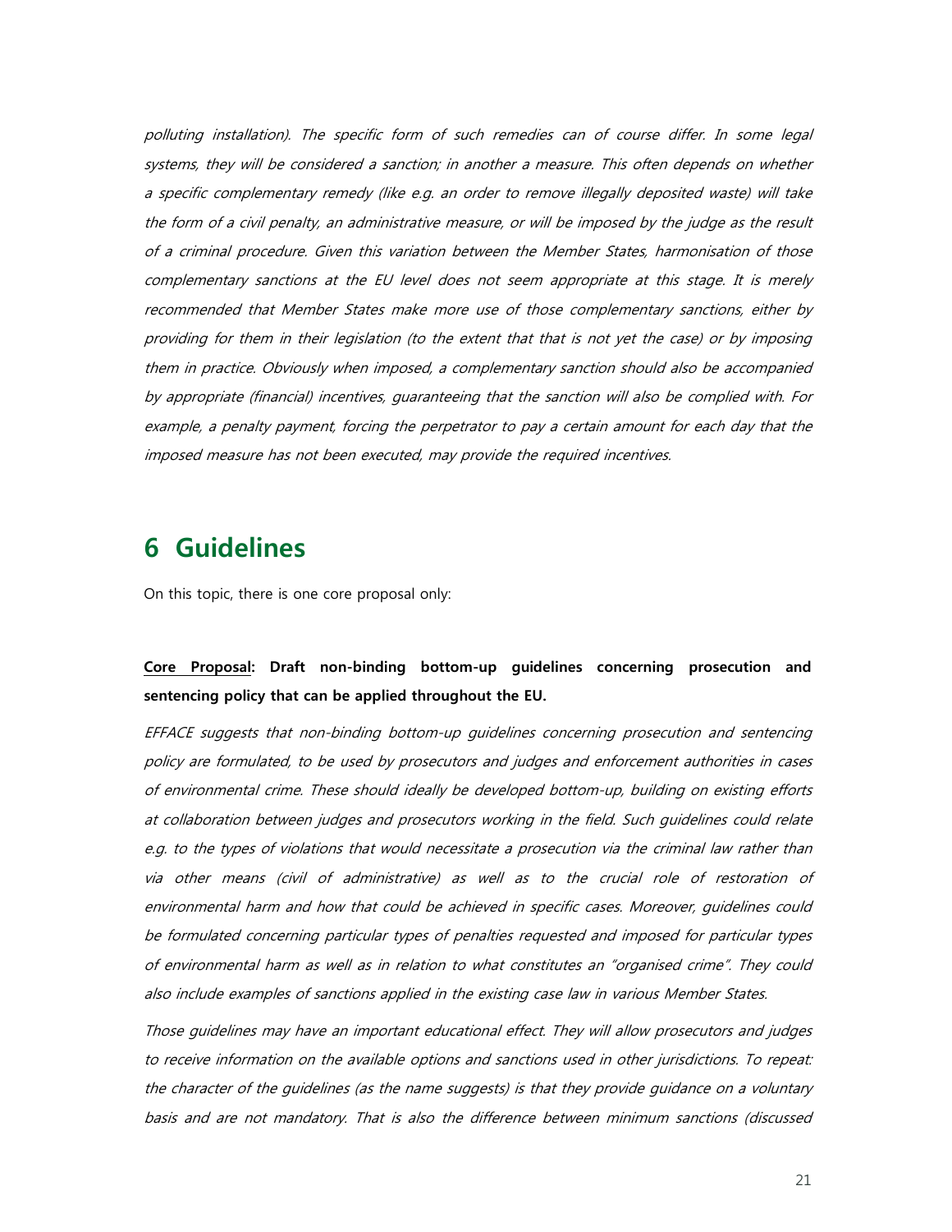*polluting installation). The specific form of such remedies can of course differ. In some legal systems, they will be considered a sanction; in another a measure. This often depends on whether a specific complementary remedy (like e.g. an order to remove illegally deposited waste) will take the form of a civil penalty, an administrative measure, or will be imposed by the judge as the result of a criminal procedure. Given this variation between the Member States, harmonisation of those complementary sanctions at the EU level does not seem appropriate at this stage. It is merely recommended that Member States make more use of those complementary sanctions, either by providing for them in their legislation (to the extent that that is not yet the case) or by imposing them in practice. Obviously when imposed, a complementary sanction should also be accompanied by appropriate (financial) incentives, guaranteeing that the sanction will also be complied with. For example, a penalty payment, forcing the perpetrator to pay a certain amount for each day that the imposed measure has not been executed, may provide the required incentives.*

# 6 Guidelines

On this topic, there is one core proposal only:

**Core Proposal: Draft non-binding bottom-up guidelines concerning prosecution and sentencing policy that can be applied throughout the EU.**

*EFFACE suggests that non-binding bottom-up guidelines concerning prosecution and sentencing policy are formulated, to be used by prosecutors and judges and enforcement authorities in cases of environmental crime. These should ideally be developed bottom-up, building on existing efforts at collaboration between judges and prosecutors working in the field. Such guidelines could relate e.g. to the types of violations that would necessitate a prosecution via the criminal law rather than via other means (civil of administrative) as well as to the crucial role of restoration of environmental harm and how that could be achieved in specific cases. Moreover, guidelines could be formulated concerning particular types of penalties requested and imposed for particular types of environmental harm as well as in relation to what constitutes an "organised crime". They could also include examples of sanctions applied in the existing case law in various Member States.*

*Those guidelines may have an important educational effect. They will allow prosecutors and judges to receive information on the available options and sanctions used in other jurisdictions. To repeat: the character of the guidelines (as the name suggests) is that they provide guidance on a voluntary basis and are not mandatory. That is also the difference between minimum sanctions (discussed*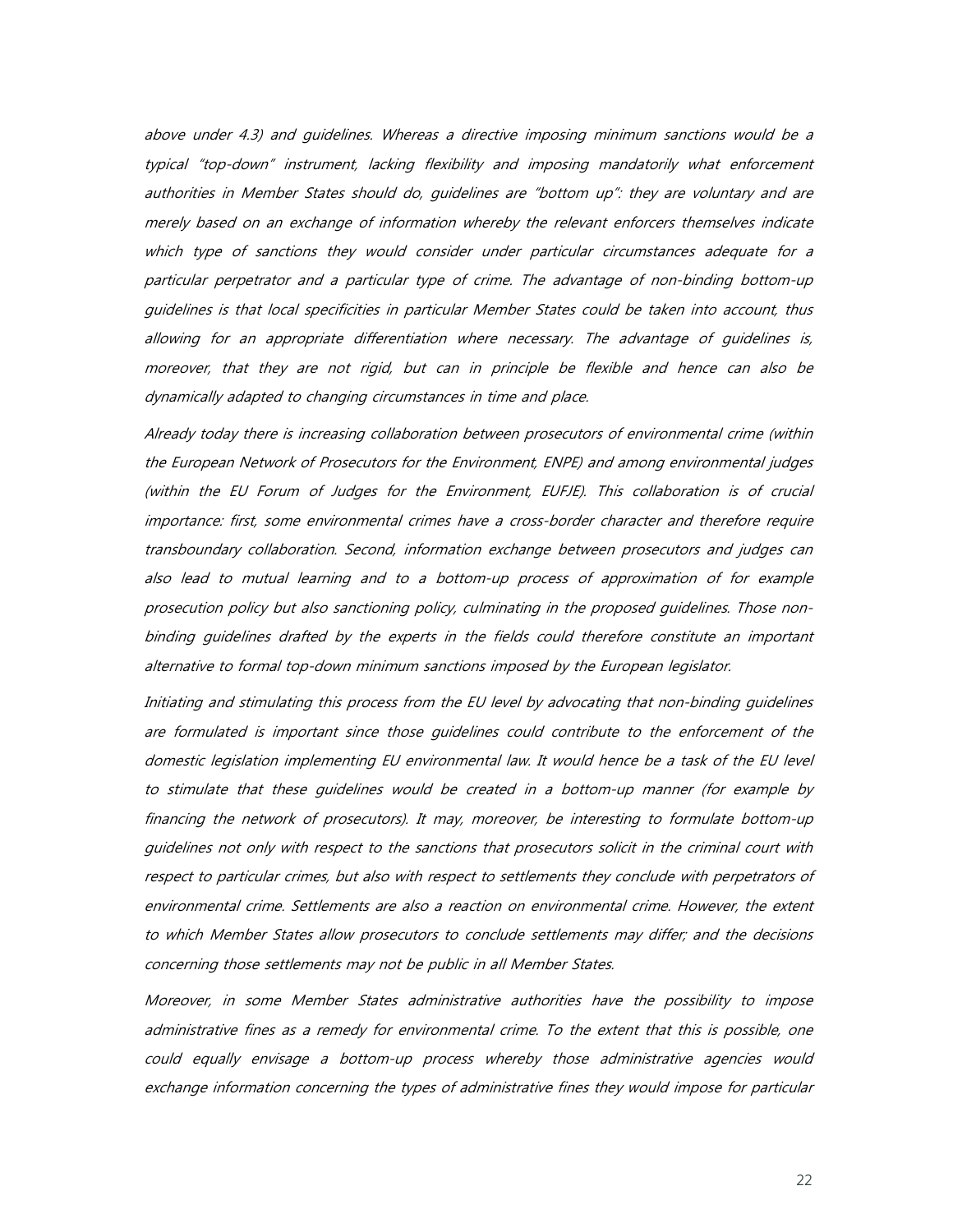above under 4.3) and guidelines. Whereas a directive imposing minimum sanctions would be a typical "top-down" instrument, lacking flexibility and imposing mandatorily what enforcement authorities in Member States should do, guidelines are "bottom up": they are voluntary and are merely based on an exchange of information whereby the relevant enforcers themselves indicate which type of sanctions they would consider under particular circumstances adequate for a particular perpetrator and a particular type of crime. The advantage of non-binding bottom-up guidelines is that local specificities in particular Member States could be taken into account, thus allowing for an appropriate differentiation where necessary. The advantage of guidelines is, moreover, that they are not rigid, but can in principle be flexible and hence can also be dynamically adapted to changing circumstances in time and place.

Already today there is increasing collaboration between prosecutors of environmental crime (within the European Network of Prosecutors for the Environment, ENPE) and among environmental judges (within the EU Forum of Judges for the Environment, EUFJE). This collaboration is of crucial importance: first, some environmental crimes have a cross-border character and therefore require transboundary collaboration. Second, information exchange between prosecutors and judges can also lead to mutual learning and to a bottom-up process of approximation of for example prosecution policy but also sanctioning policy, culminating in the proposed guidelines. Those non-binding guidelines drafted by the experts in the fields could therefore constitute an important alternative to formal top-down minimum sanctions imposed by the European legislator.

Initiating and stimulating this process from the EU level by advocating that non-binding guidelines are formulated is important since those guidelines could contribute to the enforcement of the domestic legislation implementing EU environmental law. It would hence be a task of the EU level to stimulate that these guidelines would be created in a bottom-up manner (for example by financing the network of prosecutors). It may, moreover, be interesting to formulate bottom-up guidelines not only with respect to the sanctions that prosecutors solicit in the criminal court with respect to particular crimes, but also with respect to settlements they conclude with perpetrators of environmental crime. Settlements are also a reaction on environmental crime. However, the extent to which Member States allow prosecutors to conclude settlements may differ; and the decisions concerning those settlements may not be public in all Member States.

Moreover, in some Member States administrative authorities have the possibility to impose administrative fines as a remedy for environmental crime. To the extent that this is possible, one could equally envisage a bottom-up process whereby those administrative agencies would exchange information concerning the types of administrative fines they would impose for particular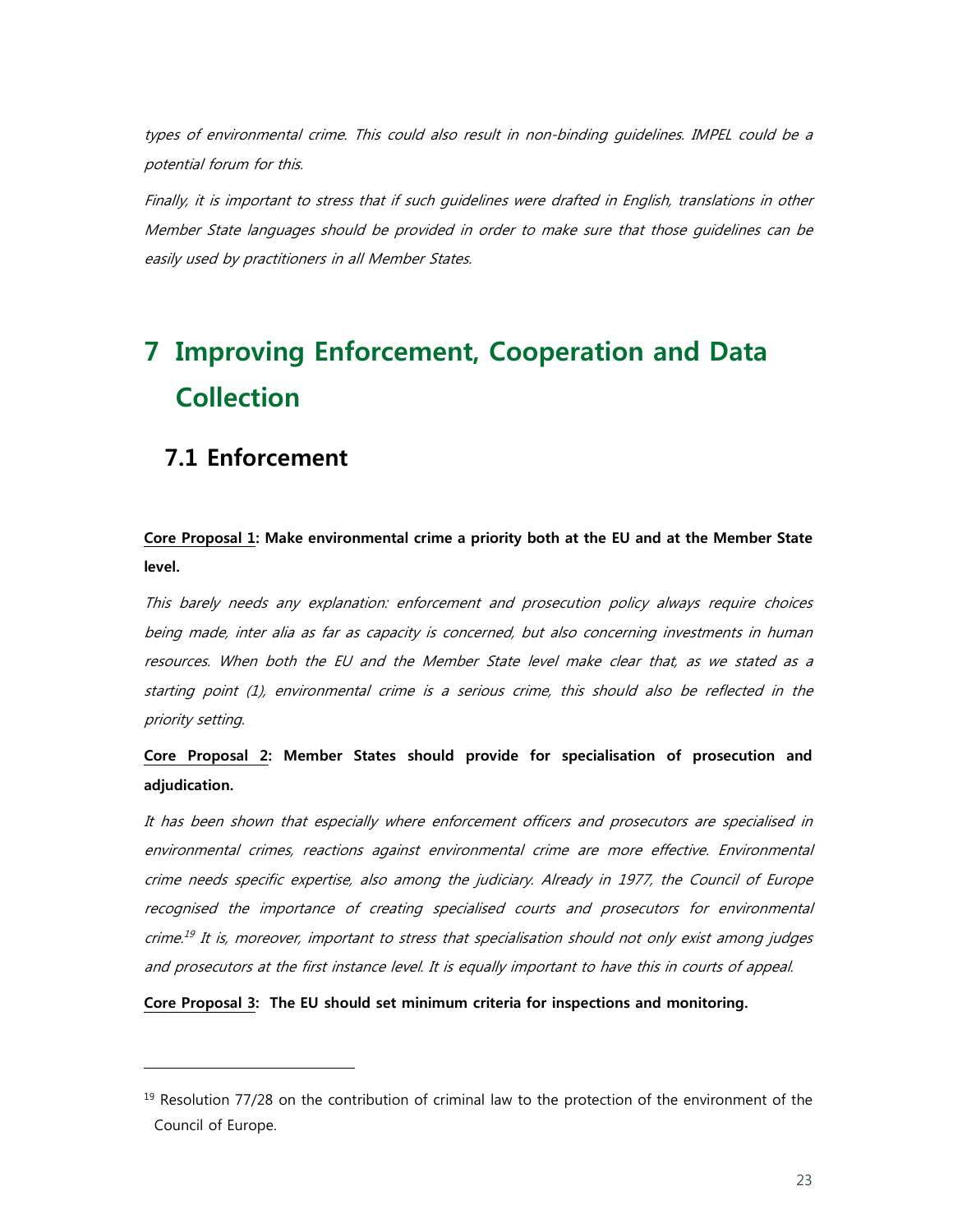*types of environmental crime. This could also result in non-binding guidelines. IMPEL could be a potential forum for this.*

*Finally, it is important to stress that if such guidelines were drafted in English, translations in other Member State languages should be provided in order to make sure that those guidelines can be easily used by practitioners in all Member States.*

# 7 Improving Enforcement, Cooperation and Data Collection

## 7.1 Enforcement

**Core Proposal 1: Make environmental crime a priority both at the EU and at the Member State level.**

*This barely needs any explanation: enforcement and prosecution policy always require choices being made, inter alia as far as capacity is concerned, but also concerning investments in human resources. When both the EU and the Member State level make clear that, as we stated as a starting point (1), environmental crime is a serious crime, this should also be reflected in the priority setting.*

**Core Proposal 2: Member States should provide for specialisation of prosecution and adjudication.**

*It has been shown that especially where enforcement officers and prosecutors are specialised in environmental crimes, reactions against environmental crime are more effective. Environmental crime needs specific expertise, also among the judiciary. Already in 1977, the Council of Europe recognised the importance of creating specialised courts and prosecutors for environmental crime.*[19] *It is, moreover, important to stress that specialisation should not only exist among judges and prosecutors at the first instance level. It is equally important to have this in courts of appeal.*

**Core Proposal 3: The EU should set minimum criteria for inspections and monitoring.**

[19] Resolution 77/28 on the contribution of criminal law to the protection of the environment of the Council of Europe.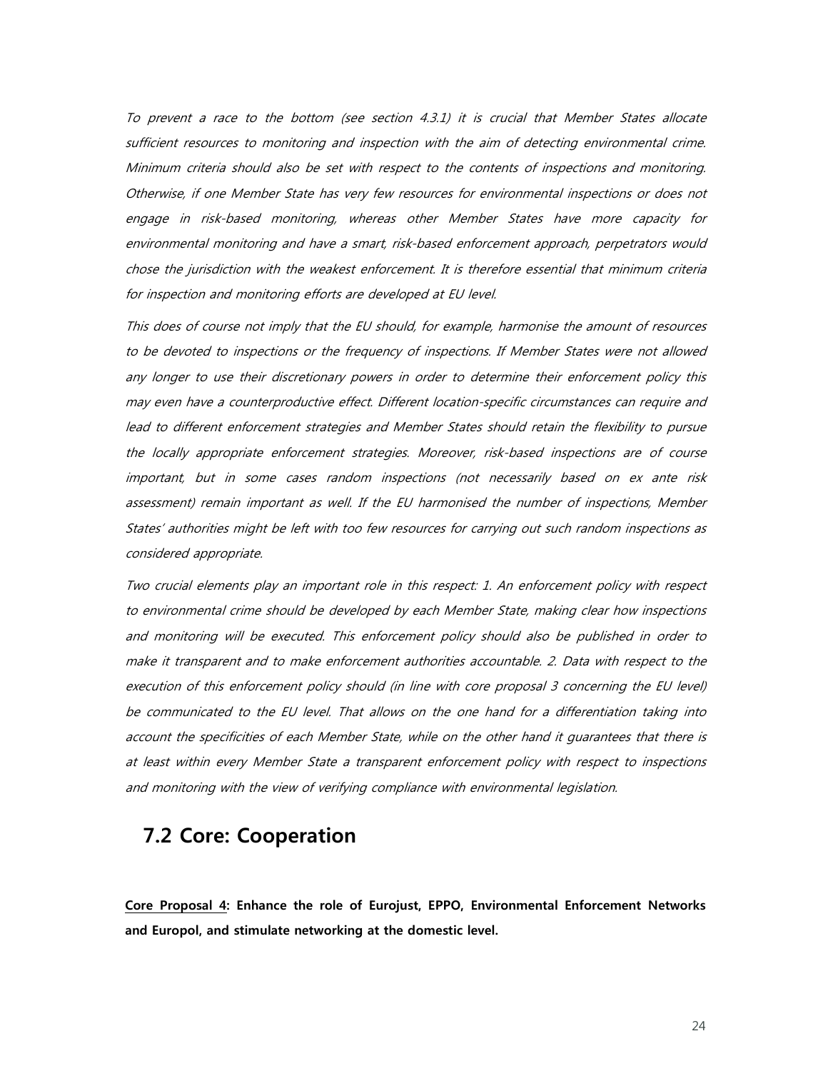*To prevent a race to the bottom (see section 4.3.1) it is crucial that Member States allocate sufficient resources to monitoring and inspection with the aim of detecting environmental crime. Minimum criteria should also be set with respect to the contents of inspections and monitoring. Otherwise, if one Member State has very few resources for environmental inspections or does not engage in risk-based monitoring, whereas other Member States have more capacity for environmental monitoring and have a smart, risk-based enforcement approach, perpetrators would chose the jurisdiction with the weakest enforcement. It is therefore essential that minimum criteria for inspection and monitoring efforts are developed at EU level.*

*This does of course not imply that the EU should, for example, harmonise the amount of resources to be devoted to inspections or the frequency of inspections. If Member States were not allowed any longer to use their discretionary powers in order to determine their enforcement policy this may even have a counterproductive effect. Different location-specific circumstances can require and lead to different enforcement strategies and Member States should retain the flexibility to pursue the locally appropriate enforcement strategies. Moreover, risk-based inspections are of course important, but in some cases random inspections (not necessarily based on ex ante risk assessment) remain important as well. If the EU harmonised the number of inspections, Member States' authorities might be left with too few resources for carrying out such random inspections as considered appropriate.*

*Two crucial elements play an important role in this respect: 1. An enforcement policy with respect to environmental crime should be developed by each Member State, making clear how inspections and monitoring will be executed. This enforcement policy should also be published in order to make it transparent and to make enforcement authorities accountable. 2. Data with respect to the execution of this enforcement policy should (in line with core proposal 3 concerning the EU level) be communicated to the EU level. That allows on the one hand for a differentiation taking into account the specificities of each Member State, while on the other hand it guarantees that there is at least within every Member State a transparent enforcement policy with respect to inspections and monitoring with the view of verifying compliance with environmental legislation.*

## 7.2 Core: Cooperation

**Core Proposal 4: Enhance the role of Eurojust, EPPO, Environmental Enforcement Networks and Europol, and stimulate networking at the domestic level.**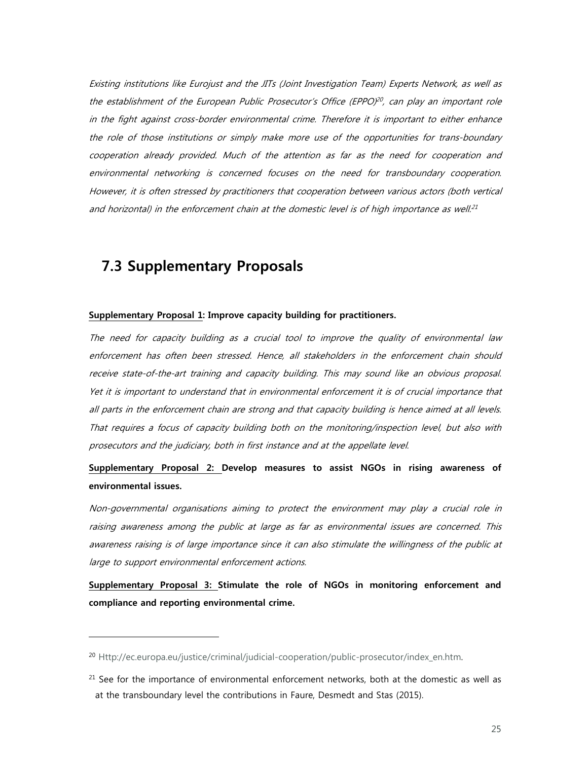*Existing institutions like Eurojust and the JITs (Joint Investigation Team) Experts Network, as well as the establishment of the European Public Prosecutor's Office (EPPO)[20], can play an important role in the fight against cross-border environmental crime. Therefore it is important to either enhance the role of those institutions or simply make more use of the opportunities for trans-boundary cooperation already provided. Much of the attention as far as the need for cooperation and environmental networking is concerned focuses on the need for transboundary cooperation. However, it is often stressed by practitioners that cooperation between various actors (both vertical and horizontal) in the enforcement chain at the domestic level is of high importance as well.[21]*

## 7.3 Supplementary Proposals

**Supplementary Proposal 1: Improve capacity building for practitioners.**

*The need for capacity building as a crucial tool to improve the quality of environmental law enforcement has often been stressed. Hence, all stakeholders in the enforcement chain should receive state-of-the-art training and capacity building. This may sound like an obvious proposal. Yet it is important to understand that in environmental enforcement it is of crucial importance that all parts in the enforcement chain are strong and that capacity building is hence aimed at all levels. That requires a focus of capacity building both on the monitoring/inspection level, but also with prosecutors and the judiciary, both in first instance and at the appellate level.*

**Supplementary Proposal 2: Develop measures to assist NGOs in rising awareness of environmental issues.**

*Non-governmental organisations aiming to protect the environment may play a crucial role in raising awareness among the public at large as far as environmental issues are concerned. This awareness raising is of large importance since it can also stimulate the willingness of the public at large to support environmental enforcement actions.*

**Supplementary Proposal 3: Stimulate the role of NGOs in monitoring enforcement and compliance and reporting environmental crime.**

---

[20] Http://ec.europa.eu/justice/criminal/judicial-cooperation/public-prosecutor/index_en.htm.

[21] See for the importance of environmental enforcement networks, both at the domestic as well as at the transboundary level the contributions in Faure, Desmedt and Stas (2015).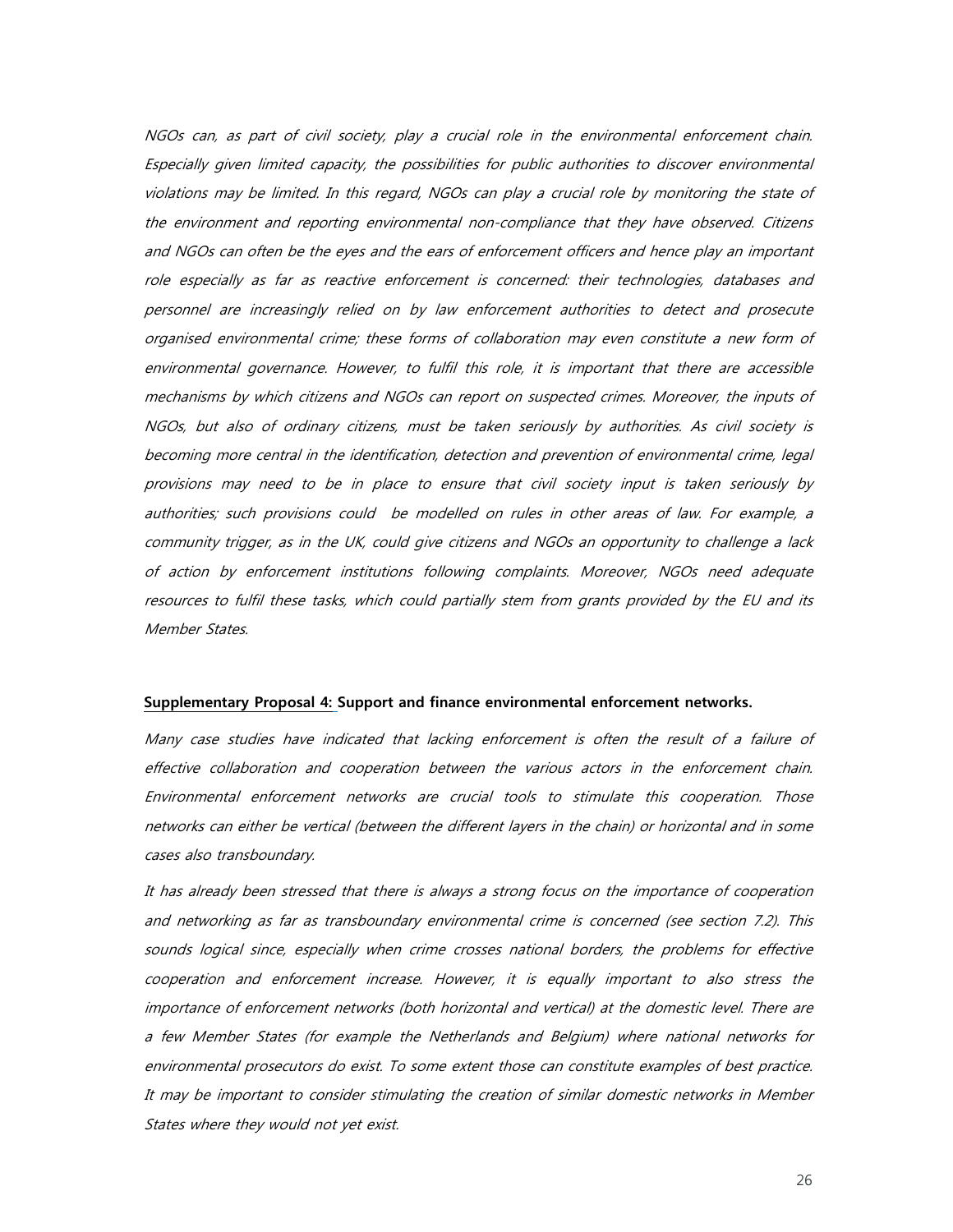*NGOs can, as part of civil society, play a crucial role in the environmental enforcement chain. Especially given limited capacity, the possibilities for public authorities to discover environmental violations may be limited. In this regard, NGOs can play a crucial role by monitoring the state of the environment and reporting environmental non-compliance that they have observed. Citizens and NGOs can often be the eyes and the ears of enforcement officers and hence play an important role especially as far as reactive enforcement is concerned: their technologies, databases and personnel are increasingly relied on by law enforcement authorities to detect and prosecute organised environmental crime; these forms of collaboration may even constitute a new form of environmental governance. However, to fulfil this role, it is important that there are accessible mechanisms by which citizens and NGOs can report on suspected crimes. Moreover, the inputs of NGOs, but also of ordinary citizens, must be taken seriously by authorities. As civil society is becoming more central in the identification, detection and prevention of environmental crime, legal provisions may need to be in place to ensure that civil society input is taken seriously by authorities; such provisions could be modelled on rules in other areas of law. For example, a community trigger, as in the UK, could give citizens and NGOs an opportunity to challenge a lack of action by enforcement institutions following complaints. Moreover, NGOs need adequate resources to fulfil these tasks, which could partially stem from grants provided by the EU and its Member States.*

**<u>Supplementary Proposal 4:</u> Support and finance environmental enforcement networks.**

*Many case studies have indicated that lacking enforcement is often the result of a failure of effective collaboration and cooperation between the various actors in the enforcement chain. Environmental enforcement networks are crucial tools to stimulate this cooperation. Those networks can either be vertical (between the different layers in the chain) or horizontal and in some cases also transboundary.*

*It has already been stressed that there is always a strong focus on the importance of cooperation and networking as far as transboundary environmental crime is concerned (see section 7.2). This sounds logical since, especially when crime crosses national borders, the problems for effective cooperation and enforcement increase. However, it is equally important to also stress the importance of enforcement networks (both horizontal and vertical) at the domestic level. There are a few Member States (for example the Netherlands and Belgium) where national networks for environmental prosecutors do exist. To some extent those can constitute examples of best practice. It may be important to consider stimulating the creation of similar domestic networks in Member States where they would not yet exist.*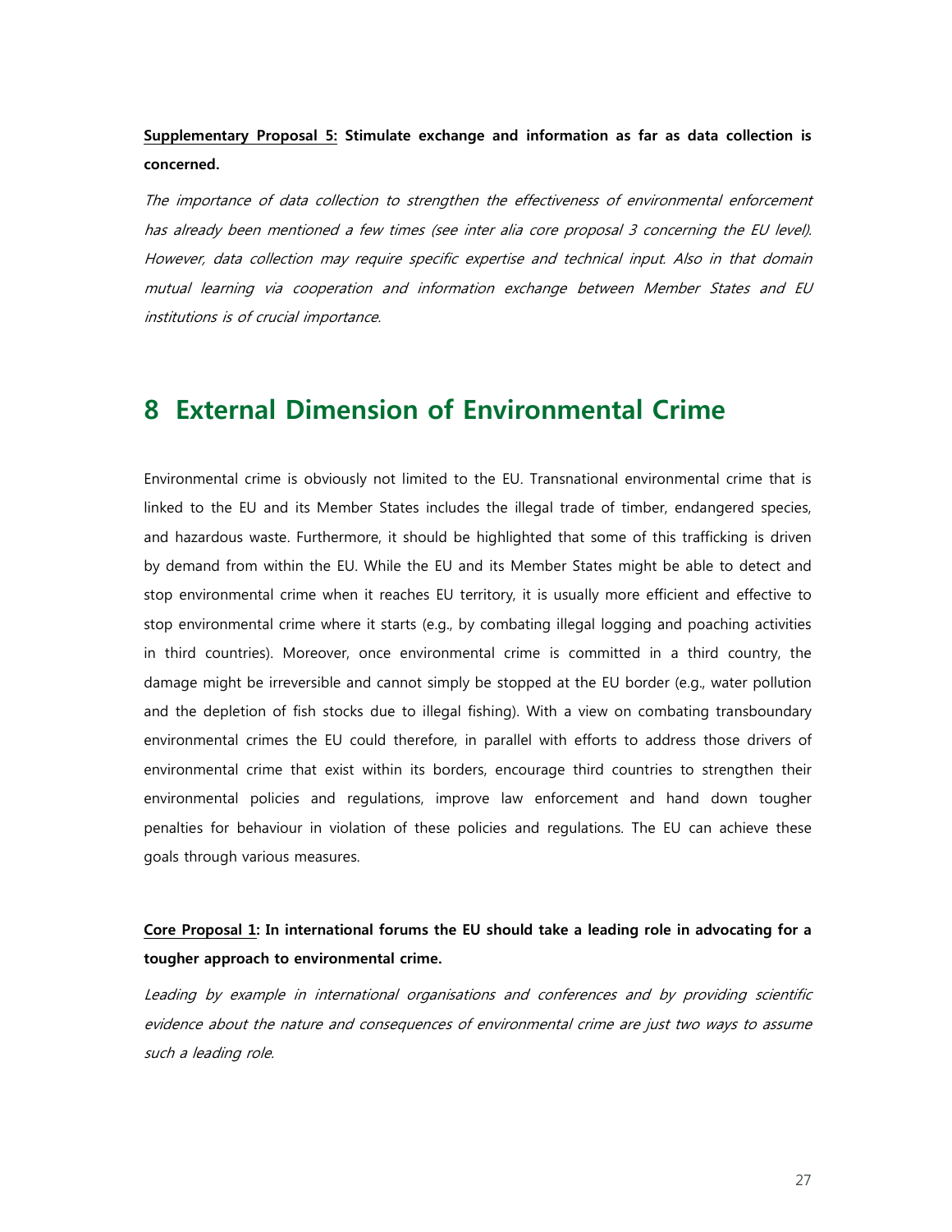**<u>Supplementary Proposal 5:</u> Stimulate exchange and information as far as data collection is concerned.**

*The importance of data collection to strengthen the effectiveness of environmental enforcement has already been mentioned a few times (see inter alia core proposal 3 concerning the EU level). However, data collection may require specific expertise and technical input. Also in that domain mutual learning via cooperation and information exchange between Member States and EU institutions is of crucial importance.*

# 8 External Dimension of Environmental Crime

Environmental crime is obviously not limited to the EU. Transnational environmental crime that is linked to the EU and its Member States includes the illegal trade of timber, endangered species, and hazardous waste. Furthermore, it should be highlighted that some of this trafficking is driven by demand from within the EU. While the EU and its Member States might be able to detect and stop environmental crime when it reaches EU territory, it is usually more efficient and effective to stop environmental crime where it starts (e.g., by combating illegal logging and poaching activities in third countries). Moreover, once environmental crime is committed in a third country, the damage might be irreversible and cannot simply be stopped at the EU border (e.g., water pollution and the depletion of fish stocks due to illegal fishing). With a view on combating transboundary environmental crimes the EU could therefore, in parallel with efforts to address those drivers of environmental crime that exist within its borders, encourage third countries to strengthen their environmental policies and regulations, improve law enforcement and hand down tougher penalties for behaviour in violation of these policies and regulations. The EU can achieve these goals through various measures.

**<u>Core Proposal 1</u>: In international forums the EU should take a leading role in advocating for a tougher approach to environmental crime.**

*Leading by example in international organisations and conferences and by providing scientific evidence about the nature and consequences of environmental crime are just two ways to assume such a leading role.*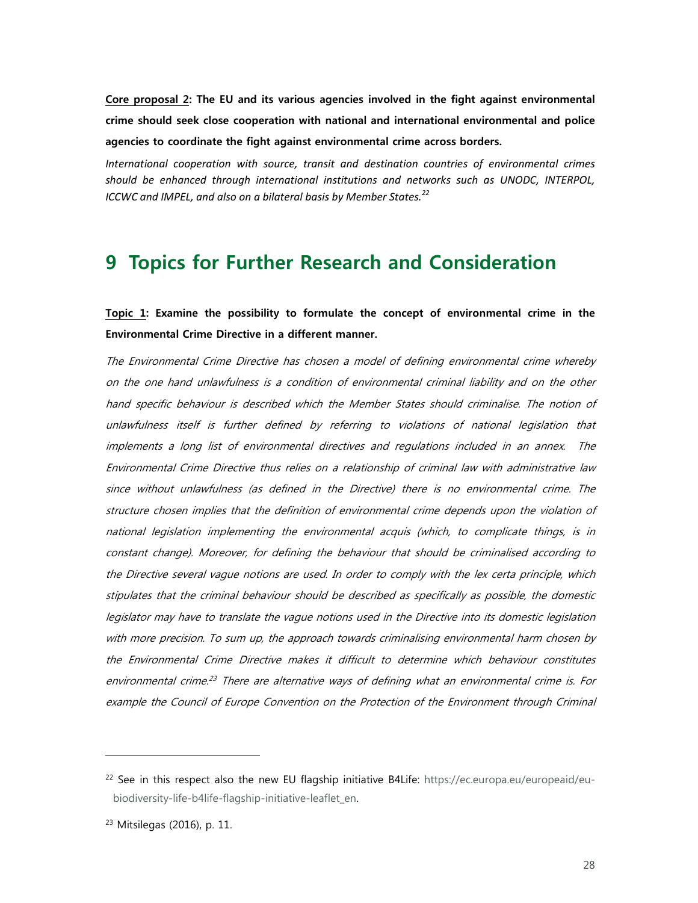**<u>Core proposal 2</u>: The EU and its various agencies involved in the fight against environmental crime should seek close cooperation with national and international environmental and police agencies to coordinate the fight against environmental crime across borders.**

*International cooperation with source, transit and destination countries of environmental crimes should be enhanced through international institutions and networks such as UNODC, INTERPOL, ICCWC and IMPEL, and also on a bilateral basis by Member States.*[22]

# 9 Topics for Further Research and Consideration

**<u>Topic 1</u>: Examine the possibility to formulate the concept of environmental crime in the Environmental Crime Directive in a different manner.**

*The Environmental Crime Directive has chosen a model of defining environmental crime whereby on the one hand unlawfulness is a condition of environmental criminal liability and on the other hand specific behaviour is described which the Member States should criminalise. The notion of unlawfulness itself is further defined by referring to violations of national legislation that implements a long list of environmental directives and regulations included in an annex. The Environmental Crime Directive thus relies on a relationship of criminal law with administrative law since without unlawfulness (as defined in the Directive) there is no environmental crime. The structure chosen implies that the definition of environmental crime depends upon the violation of national legislation implementing the environmental acquis (which, to complicate things, is in constant change). Moreover, for defining the behaviour that should be criminalised according to the Directive several vague notions are used. In order to comply with the lex certa principle, which stipulates that the criminal behaviour should be described as specifically as possible, the domestic legislator may have to translate the vague notions used in the Directive into its domestic legislation with more precision. To sum up, the approach towards criminalising environmental harm chosen by the Environmental Crime Directive makes it difficult to determine which behaviour constitutes environmental crime.*[23] *There are alternative ways of defining what an environmental crime is. For example the Council of Europe Convention on the Protection of the Environment through Criminal*

---

[22] See in this respect also the new EU flagship initiative B4Life: https://ec.europa.eu/europeaid/eu-biodiversity-life-b4life-flagship-initiative-leaflet_en.

[23] Mitsilegas (2016), p. 11.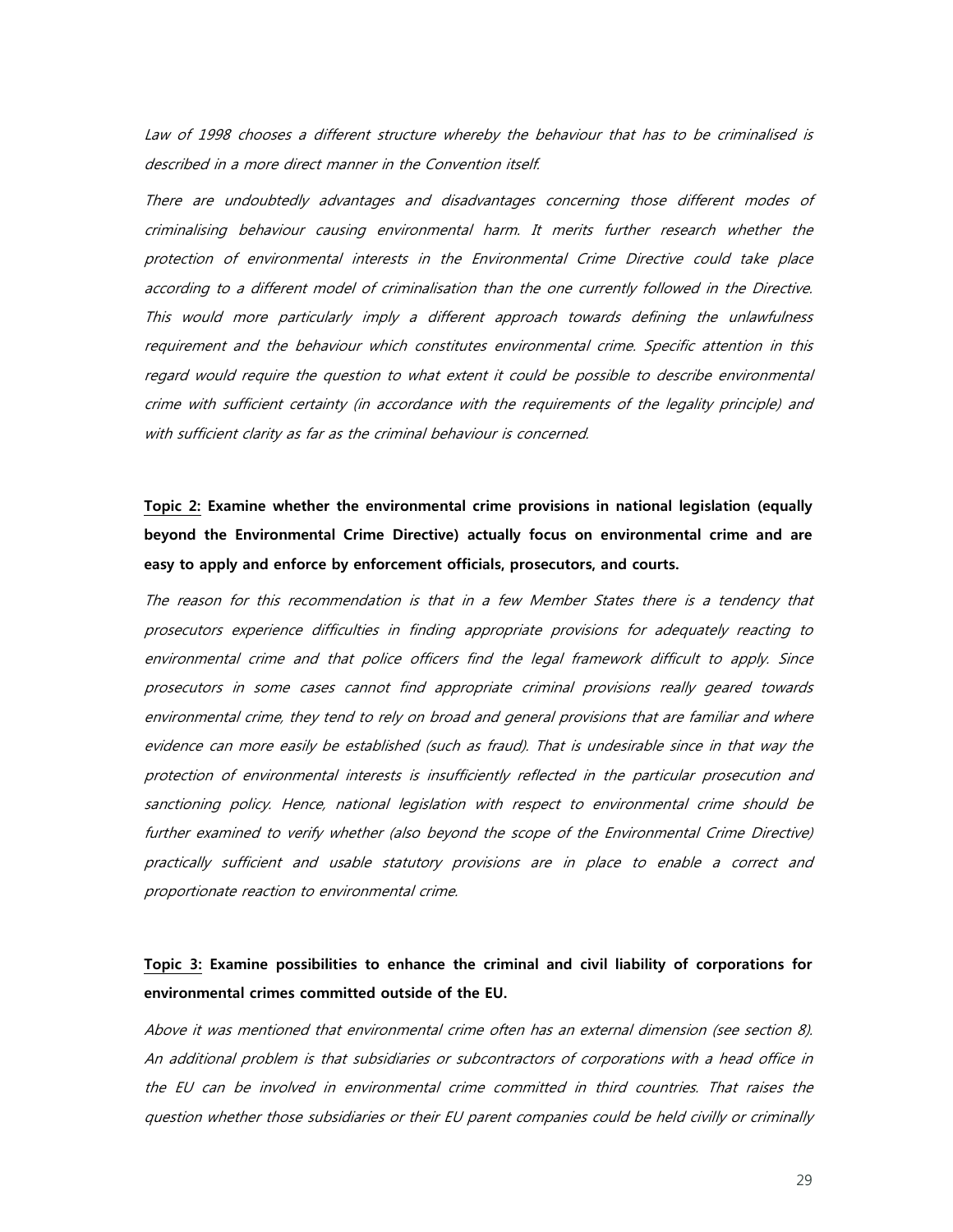*Law of 1998 chooses a different structure whereby the behaviour that has to be criminalised is described in a more direct manner in the Convention itself.*

*There are undoubtedly advantages and disadvantages concerning those different modes of criminalising behaviour causing environmental harm. It merits further research whether the protection of environmental interests in the Environmental Crime Directive could take place according to a different model of criminalisation than the one currently followed in the Directive. This would more particularly imply a different approach towards defining the unlawfulness requirement and the behaviour which constitutes environmental crime. Specific attention in this regard would require the question to what extent it could be possible to describe environmental crime with sufficient certainty (in accordance with the requirements of the legality principle) and with sufficient clarity as far as the criminal behaviour is concerned.*

**Topic 2: Examine whether the environmental crime provisions in national legislation (equally beyond the Environmental Crime Directive) actually focus on environmental crime and are easy to apply and enforce by enforcement officials, prosecutors, and courts.**

*The reason for this recommendation is that in a few Member States there is a tendency that prosecutors experience difficulties in finding appropriate provisions for adequately reacting to environmental crime and that police officers find the legal framework difficult to apply. Since prosecutors in some cases cannot find appropriate criminal provisions really geared towards environmental crime, they tend to rely on broad and general provisions that are familiar and where evidence can more easily be established (such as fraud). That is undesirable since in that way the protection of environmental interests is insufficiently reflected in the particular prosecution and sanctioning policy. Hence, national legislation with respect to environmental crime should be further examined to verify whether (also beyond the scope of the Environmental Crime Directive) practically sufficient and usable statutory provisions are in place to enable a correct and proportionate reaction to environmental crime.*

**Topic 3: Examine possibilities to enhance the criminal and civil liability of corporations for environmental crimes committed outside of the EU.**

*Above it was mentioned that environmental crime often has an external dimension (see section 8). An additional problem is that subsidiaries or subcontractors of corporations with a head office in the EU can be involved in environmental crime committed in third countries. That raises the question whether those subsidiaries or their EU parent companies could be held civilly or criminally*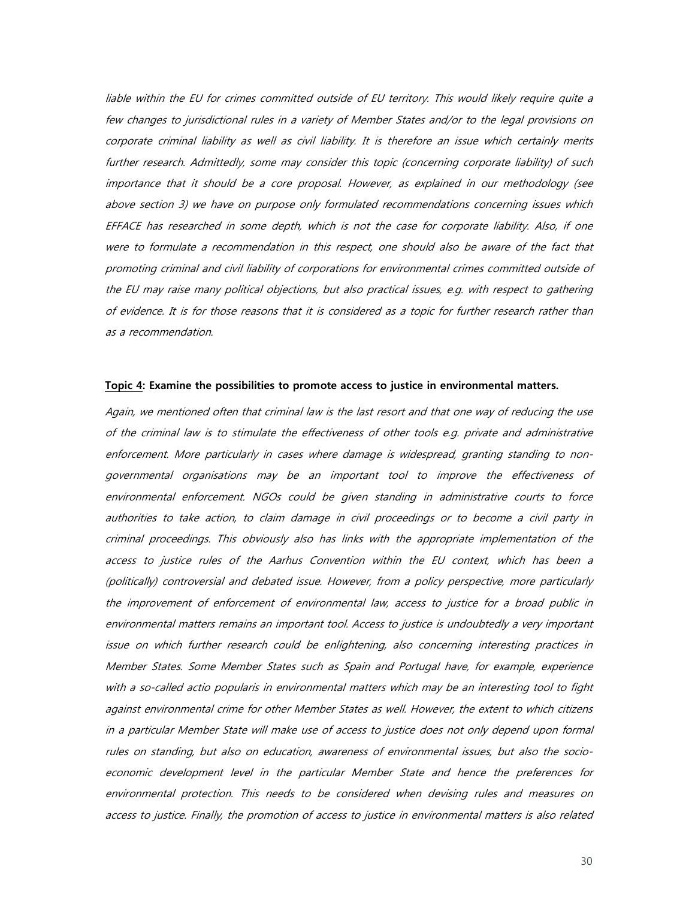*liable within the EU for crimes committed outside of EU territory. This would likely require quite a few changes to jurisdictional rules in a variety of Member States and/or to the legal provisions on corporate criminal liability as well as civil liability. It is therefore an issue which certainly merits further research. Admittedly, some may consider this topic (concerning corporate liability) of such importance that it should be a core proposal. However, as explained in our methodology (see above section 3) we have on purpose only formulated recommendations concerning issues which EFFACE has researched in some depth, which is not the case for corporate liability. Also, if one were to formulate a recommendation in this respect, one should also be aware of the fact that promoting criminal and civil liability of corporations for environmental crimes committed outside of the EU may raise many political objections, but also practical issues, e.g. with respect to gathering of evidence. It is for those reasons that it is considered as a topic for further research rather than as a recommendation.*

**<u>Topic 4</u>: Examine the possibilities to promote access to justice in environmental matters.**

*Again, we mentioned often that criminal law is the last resort and that one way of reducing the use of the criminal law is to stimulate the effectiveness of other tools e.g. private and administrative enforcement. More particularly in cases where damage is widespread, granting standing to non-governmental organisations may be an important tool to improve the effectiveness of environmental enforcement. NGOs could be given standing in administrative courts to force authorities to take action, to claim damage in civil proceedings or to become a civil party in criminal proceedings. This obviously also has links with the appropriate implementation of the access to justice rules of the Aarhus Convention within the EU context, which has been a (politically) controversial and debated issue. However, from a policy perspective, more particularly the improvement of enforcement of environmental law, access to justice for a broad public in environmental matters remains an important tool. Access to justice is undoubtedly a very important issue on which further research could be enlightening, also concerning interesting practices in Member States. Some Member States such as Spain and Portugal have, for example, experience with a so-called actio popularis in environmental matters which may be an interesting tool to fight against environmental crime for other Member States as well. However, the extent to which citizens in a particular Member State will make use of access to justice does not only depend upon formal rules on standing, but also on education, awareness of environmental issues, but also the socio-economic development level in the particular Member State and hence the preferences for environmental protection. This needs to be considered when devising rules and measures on access to justice. Finally, the promotion of access to justice in environmental matters is also related*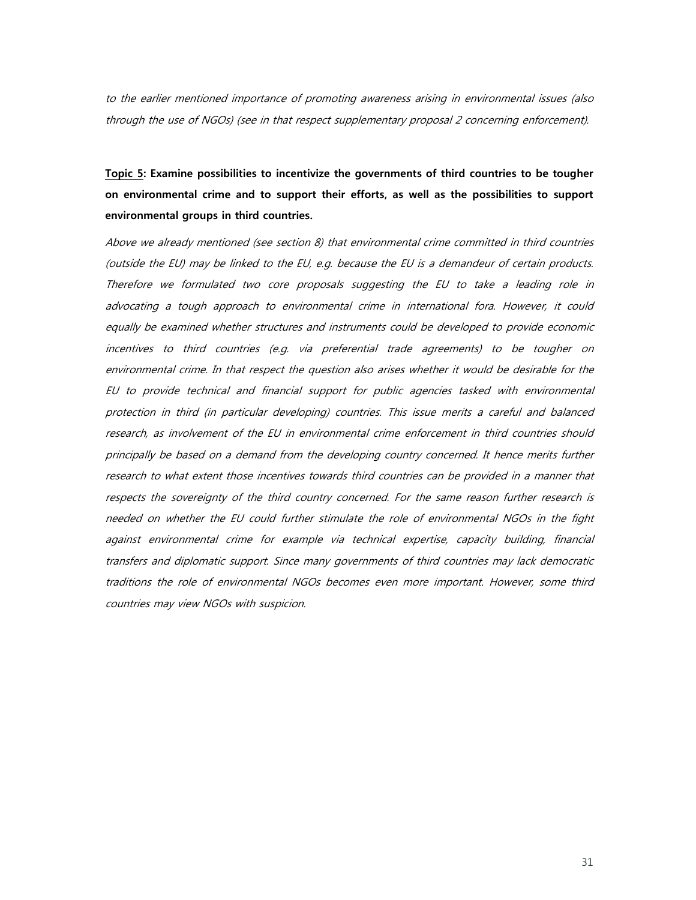*to the earlier mentioned importance of promoting awareness arising in environmental issues (also through the use of NGOs) (see in that respect supplementary proposal 2 concerning enforcement).*

**<u>Topic 5</u>: Examine possibilities to incentivize the governments of third countries to be tougher on environmental crime and to support their efforts, as well as the possibilities to support environmental groups in third countries.**

*Above we already mentioned (see section 8) that environmental crime committed in third countries (outside the EU) may be linked to the EU, e.g. because the EU is a demandeur of certain products. Therefore we formulated two core proposals suggesting the EU to take a leading role in advocating a tough approach to environmental crime in international fora. However, it could equally be examined whether structures and instruments could be developed to provide economic incentives to third countries (e.g. via preferential trade agreements) to be tougher on environmental crime. In that respect the question also arises whether it would be desirable for the EU to provide technical and financial support for public agencies tasked with environmental protection in third (in particular developing) countries. This issue merits a careful and balanced research, as involvement of the EU in environmental crime enforcement in third countries should principally be based on a demand from the developing country concerned. It hence merits further research to what extent those incentives towards third countries can be provided in a manner that respects the sovereignty of the third country concerned. For the same reason further research is needed on whether the EU could further stimulate the role of environmental NGOs in the fight against environmental crime for example via technical expertise, capacity building, financial transfers and diplomatic support. Since many governments of third countries may lack democratic traditions the role of environmental NGOs becomes even more important. However, some third countries may view NGOs with suspicion.*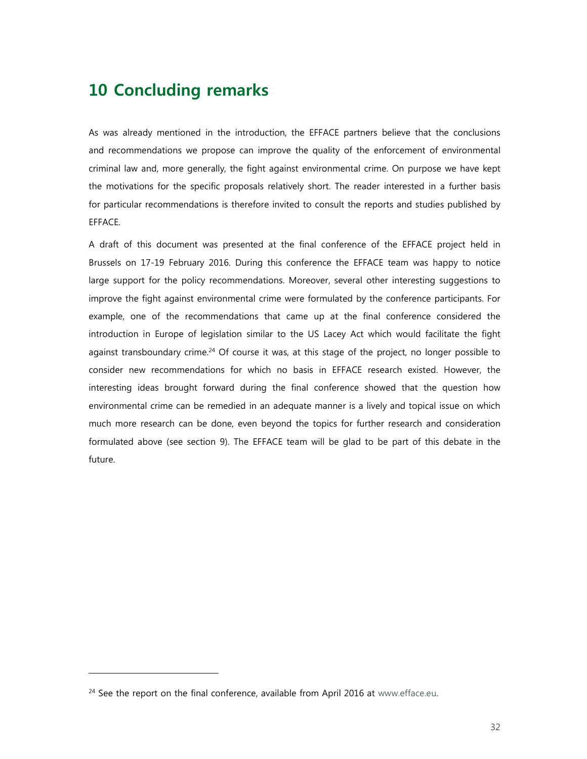# 10 Concluding remarks

As was already mentioned in the introduction, the EFFACE partners believe that the conclusions and recommendations we propose can improve the quality of the enforcement of environmental criminal law and, more generally, the fight against environmental crime. On purpose we have kept the motivations for the specific proposals relatively short. The reader interested in a further basis for particular recommendations is therefore invited to consult the reports and studies published by EFFACE.

A draft of this document was presented at the final conference of the EFFACE project held in Brussels on 17-19 February 2016. During this conference the EFFACE team was happy to notice large support for the policy recommendations. Moreover, several other interesting suggestions to improve the fight against environmental crime were formulated by the conference participants. For example, one of the recommendations that came up at the final conference considered the introduction in Europe of legislation similar to the US Lacey Act which would facilitate the fight against transboundary crime.[24] Of course it was, at this stage of the project, no longer possible to consider new recommendations for which no basis in EFFACE research existed. However, the interesting ideas brought forward during the final conference showed that the question how environmental crime can be remedied in an adequate manner is a lively and topical issue on which much more research can be done, even beyond the topics for further research and consideration formulated above (see section 9). The EFFACE team will be glad to be part of this debate in the future.

[24] See the report on the final conference, available from April 2016 at www.efface.eu.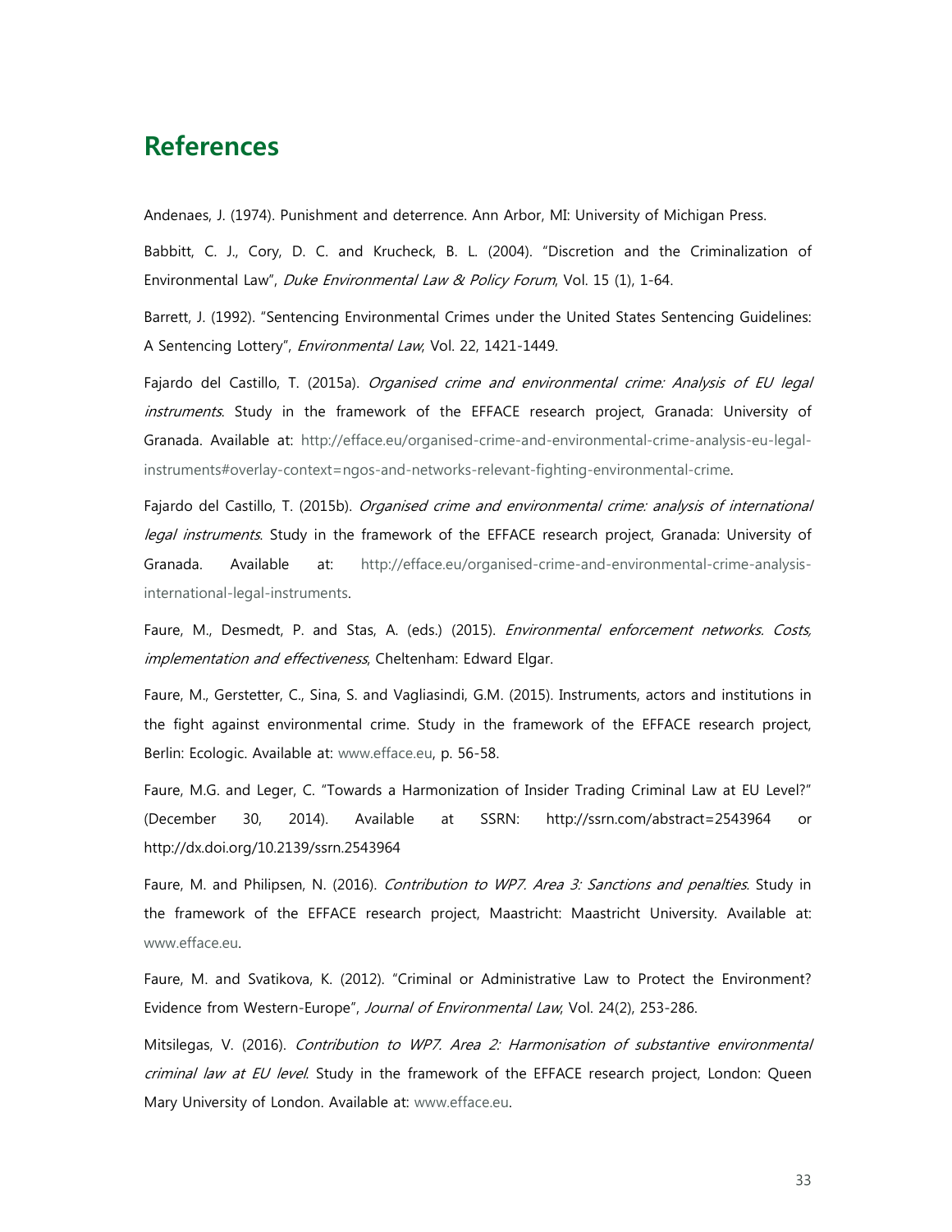# References

Andenaes, J. (1974). Punishment and deterrence. Ann Arbor, MI: University of Michigan Press.

Babbitt, C. J., Cory, D. C. and Krucheck, B. L. (2004). "Discretion and the Criminalization of Environmental Law", *Duke Environmental Law & Policy Forum*, Vol. 15 (1), 1-64.

Barrett, J. (1992). "Sentencing Environmental Crimes under the United States Sentencing Guidelines: A Sentencing Lottery", *Environmental Law*, Vol. 22, 1421-1449.

Fajardo del Castillo, T. (2015a). *Organised crime and environmental crime: Analysis of EU legal instruments*. Study in the framework of the EFFACE research project, Granada: University of Granada. Available at: http://efface.eu/organised-crime-and-environmental-crime-analysis-eu-legal-instruments#overlay-context=ngos-and-networks-relevant-fighting-environmental-crime.

Fajardo del Castillo, T. (2015b). *Organised crime and environmental crime: analysis of international legal instruments*. Study in the framework of the EFFACE research project, Granada: University of Granada. Available at: http://efface.eu/organised-crime-and-environmental-crime-analysis-international-legal-instruments.

Faure, M., Desmedt, P. and Stas, A. (eds.) (2015). *Environmental enforcement networks. Costs, implementation and effectiveness*, Cheltenham: Edward Elgar.

Faure, M., Gerstetter, C., Sina, S. and Vagliasindi, G.M. (2015). Instruments, actors and institutions in the fight against environmental crime. Study in the framework of the EFFACE research project, Berlin: Ecologic. Available at: www.efface.eu, p. 56-58.

Faure, M.G. and Leger, C. "Towards a Harmonization of Insider Trading Criminal Law at EU Level?" (December 30, 2014). Available at SSRN: http://ssrn.com/abstract=2543964 or http://dx.doi.org/10.2139/ssrn.2543964

Faure, M. and Philipsen, N. (2016). *Contribution to WP7. Area 3: Sanctions and penalties*. Study in the framework of the EFFACE research project, Maastricht: Maastricht University. Available at: www.efface.eu.

Faure, M. and Svatikova, K. (2012). "Criminal or Administrative Law to Protect the Environment? Evidence from Western-Europe", *Journal of Environmental Law*, Vol. 24(2), 253-286.

Mitsilegas, V. (2016). *Contribution to WP7. Area 2: Harmonisation of substantive environmental criminal law at EU level*. Study in the framework of the EFFACE research project, London: Queen Mary University of London. Available at: www.efface.eu.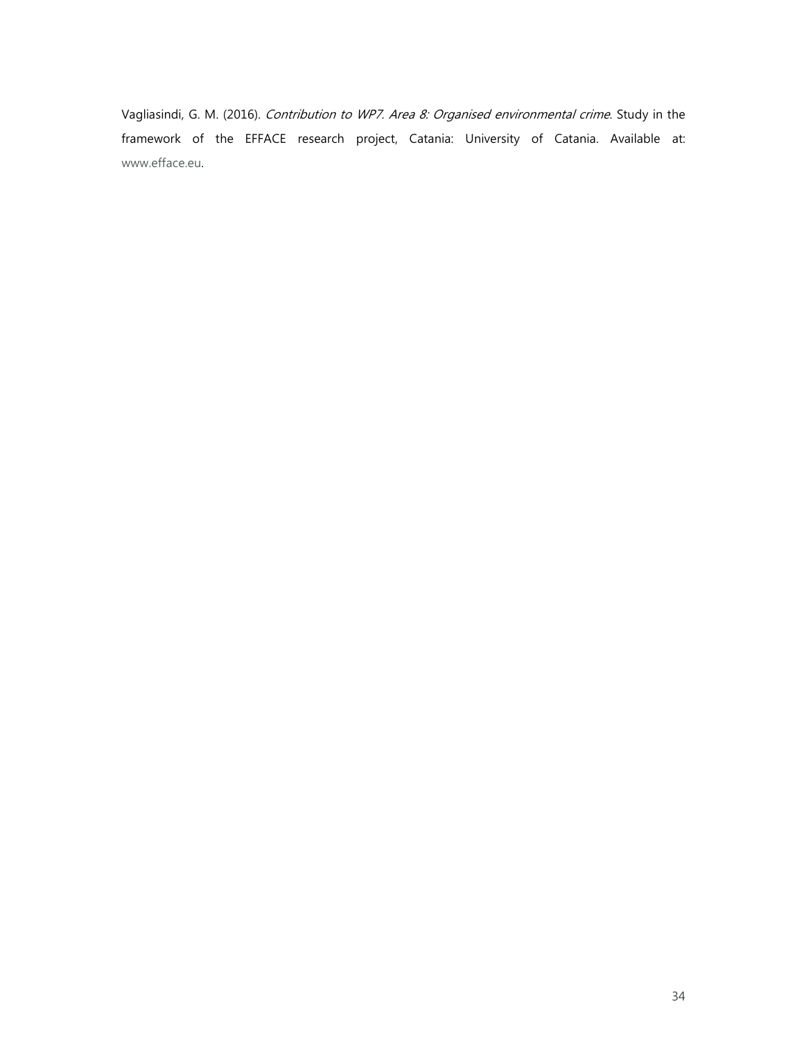Vagliasindi, G. M. (2016). *Contribution to WP7. Area 8: Organised environmental crime*. Study in the framework of the EFFACE research project, Catania: University of Catania. Available at: www.efface.eu.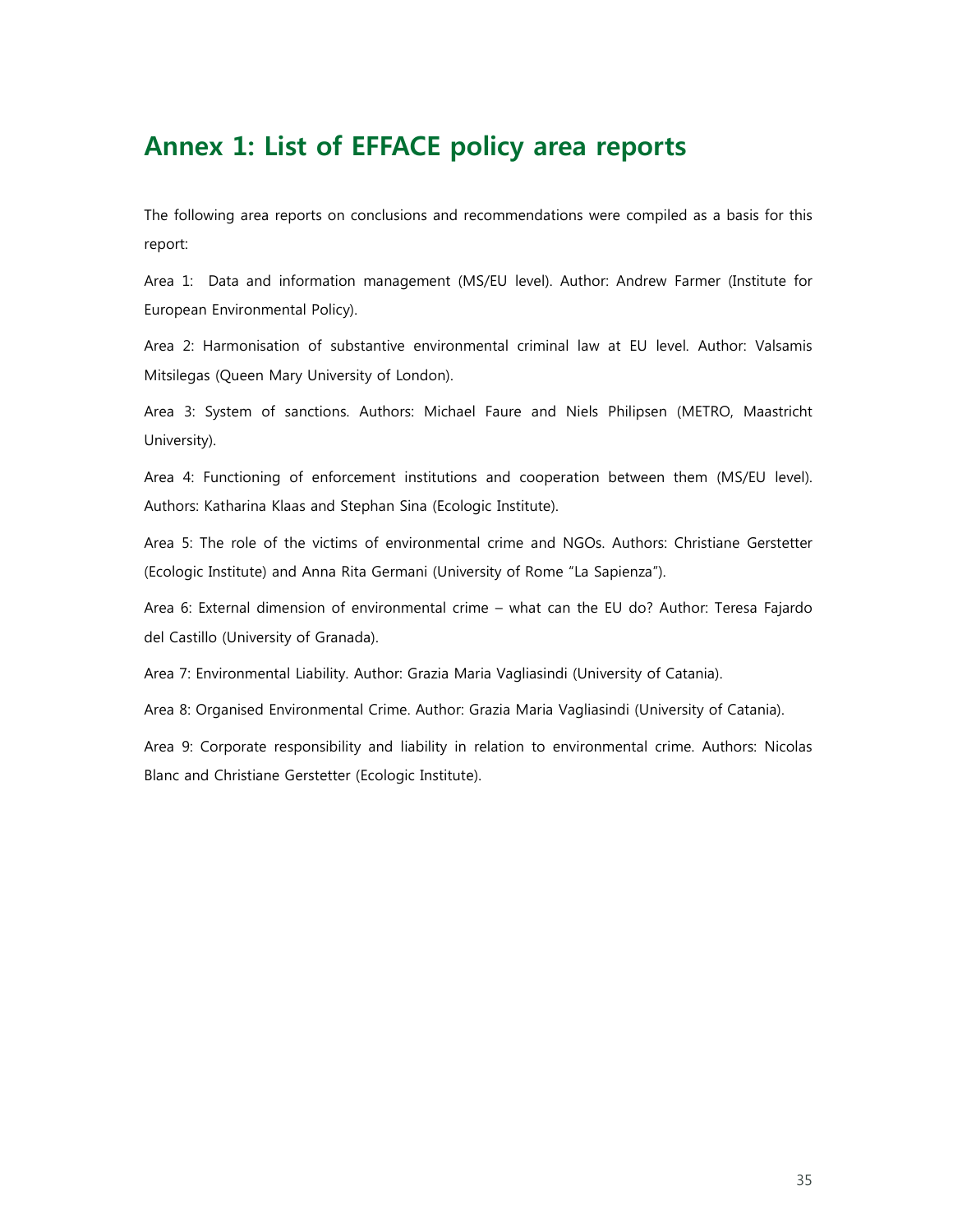# Annex 1: List of EFFACE policy area reports

The following area reports on conclusions and recommendations were compiled as a basis for this report:

Area 1: Data and information management (MS/EU level). Author: Andrew Farmer (Institute for European Environmental Policy).

Area 2: Harmonisation of substantive environmental criminal law at EU level. Author: Valsamis Mitsilegas (Queen Mary University of London).

Area 3: System of sanctions. Authors: Michael Faure and Niels Philipsen (METRO, Maastricht University).

Area 4: Functioning of enforcement institutions and cooperation between them (MS/EU level). Authors: Katharina Klaas and Stephan Sina (Ecologic Institute).

Area 5: The role of the victims of environmental crime and NGOs. Authors: Christiane Gerstetter (Ecologic Institute) and Anna Rita Germani (University of Rome "La Sapienza").

Area 6: External dimension of environmental crime – what can the EU do? Author: Teresa Fajardo del Castillo (University of Granada).

Area 7: Environmental Liability. Author: Grazia Maria Vagliasindi (University of Catania).

Area 8: Organised Environmental Crime. Author: Grazia Maria Vagliasindi (University of Catania).

Area 9: Corporate responsibility and liability in relation to environmental crime. Authors: Nicolas Blanc and Christiane Gerstetter (Ecologic Institute).